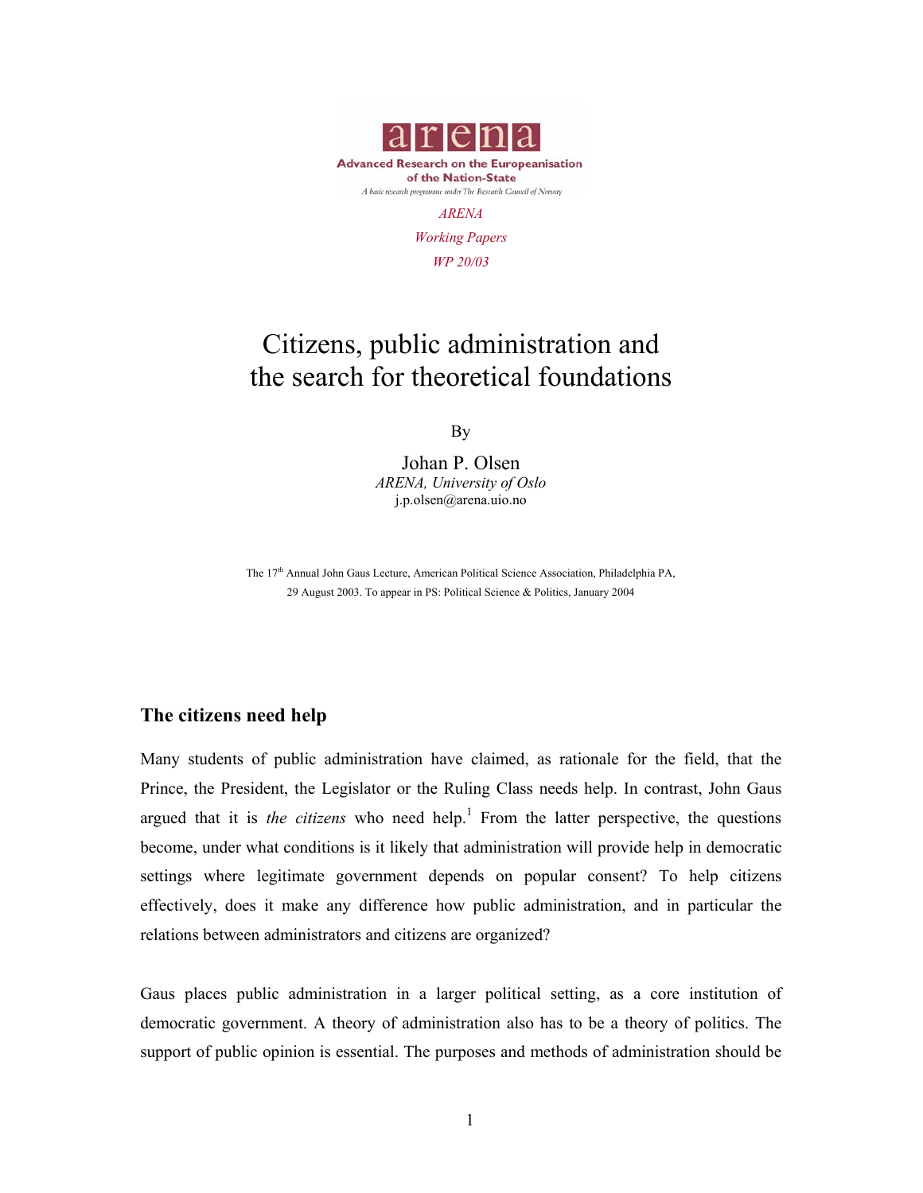arena

Advanced Research on the Europeanisation of the Nation-State

A basic research programme under The Research Council of Norway

*ARENA*

*Working Papers*

*WP 20/03*

# Citizens, public administration and the search for theoretical foundations

By

Johan P. Olsen

*ARENA, University of Oslo*

j.p.olsen@arena.uio.no

The 17th Annual John Gaus Lecture, American Political Science Association, Philadelphia PA, 29 August 2003. To appear in PS: Political Science & Politics, January 2004

## The citizens need help

Many students of public administration have claimed, as rationale for the field, that the Prince, the President, the Legislator or the Ruling Class needs help. In contrast, John Gaus argued that it is *the citizens* who need help.[1] From the latter perspective, the questions become, under what conditions is it likely that administration will provide help in democratic settings where legitimate government depends on popular consent? To help citizens effectively, does it make any difference how public administration, and in particular the relations between administrators and citizens are organized?

Gaus places public administration in a larger political setting, as a core institution of democratic government. A theory of administration also has to be a theory of politics. The support of public opinion is essential. The purposes and methods of administration should be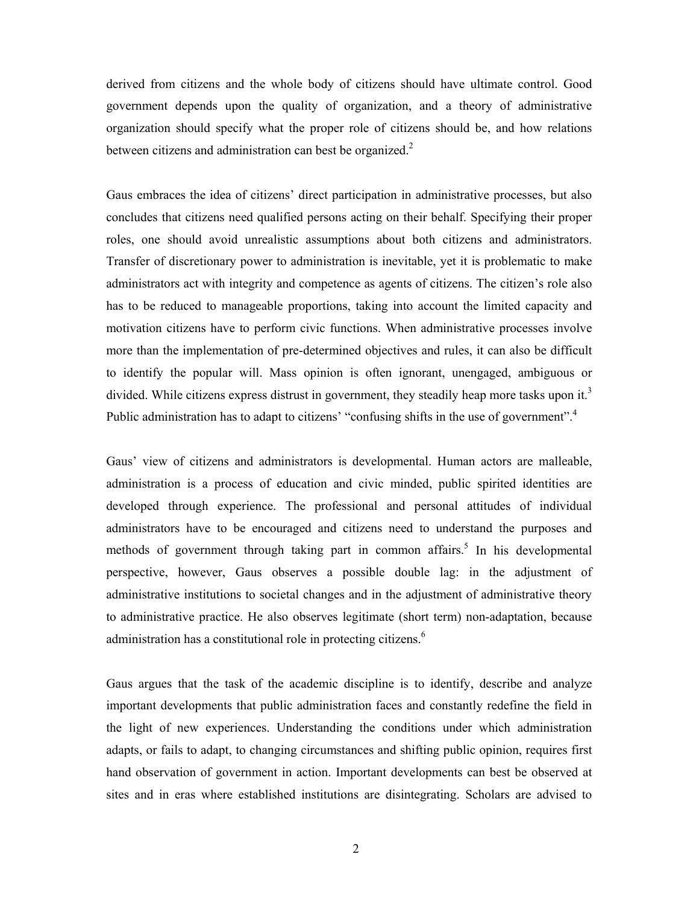derived from citizens and the whole body of citizens should have ultimate control. Good government depends upon the quality of organization, and a theory of administrative organization should specify what the proper role of citizens should be, and how relations between citizens and administration can best be organized.[2]

Gaus embraces the idea of citizens' direct participation in administrative processes, but also concludes that citizens need qualified persons acting on their behalf. Specifying their proper roles, one should avoid unrealistic assumptions about both citizens and administrators. Transfer of discretionary power to administration is inevitable, yet it is problematic to make administrators act with integrity and competence as agents of citizens. The citizen's role also has to be reduced to manageable proportions, taking into account the limited capacity and motivation citizens have to perform civic functions. When administrative processes involve more than the implementation of pre-determined objectives and rules, it can also be difficult to identify the popular will. Mass opinion is often ignorant, unengaged, ambiguous or divided. While citizens express distrust in government, they steadily heap more tasks upon it.[3] Public administration has to adapt to citizens' "confusing shifts in the use of government".[4]

Gaus' view of citizens and administrators is developmental. Human actors are malleable, administration is a process of education and civic minded, public spirited identities are developed through experience. The professional and personal attitudes of individual administrators have to be encouraged and citizens need to understand the purposes and methods of government through taking part in common affairs.[5] In his developmental perspective, however, Gaus observes a possible double lag: in the adjustment of administrative institutions to societal changes and in the adjustment of administrative theory to administrative practice. He also observes legitimate (short term) non-adaptation, because administration has a constitutional role in protecting citizens.[6]

Gaus argues that the task of the academic discipline is to identify, describe and analyze important developments that public administration faces and constantly redefine the field in the light of new experiences. Understanding the conditions under which administration adapts, or fails to adapt, to changing circumstances and shifting public opinion, requires first hand observation of government in action. Important developments can best be observed at sites and in eras where established institutions are disintegrating. Scholars are advised to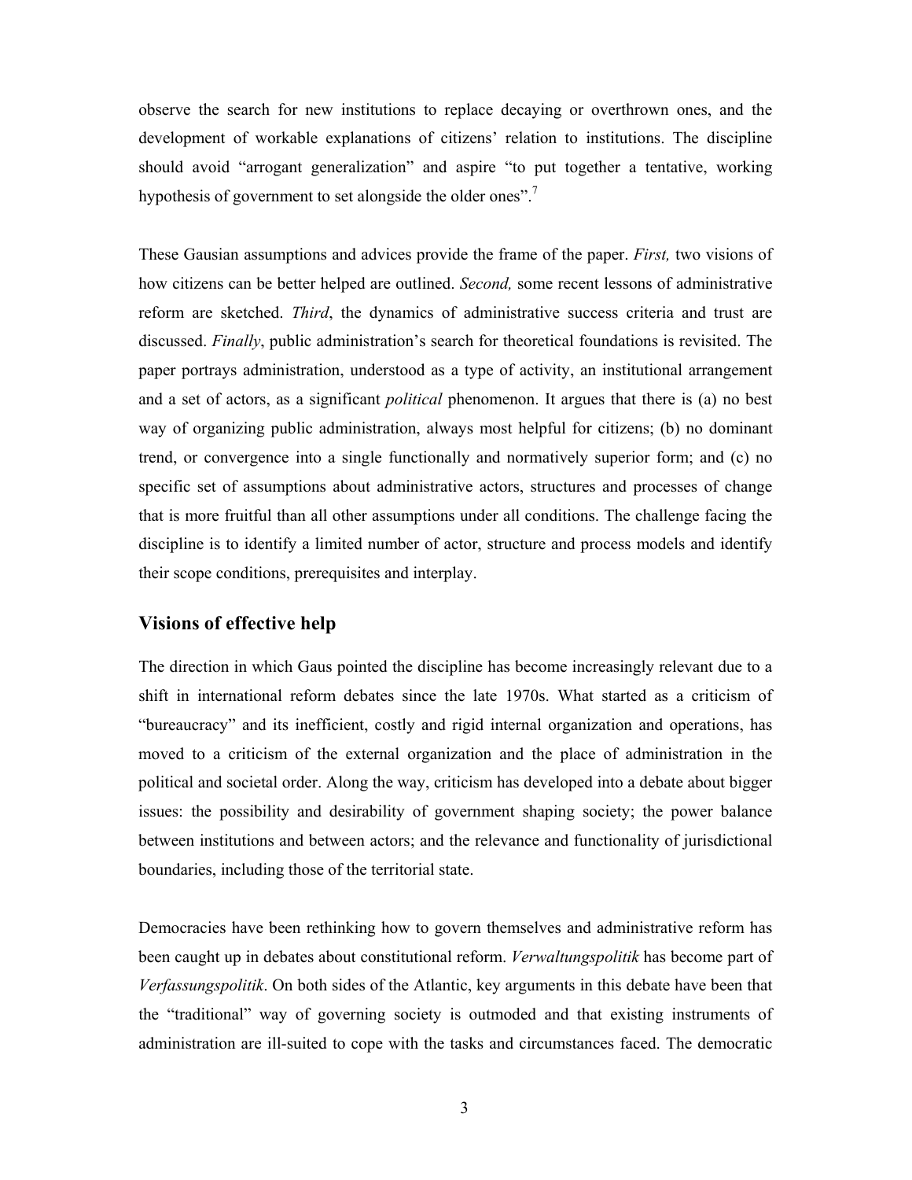observe the search for new institutions to replace decaying or overthrown ones, and the development of workable explanations of citizens' relation to institutions. The discipline should avoid "arrogant generalization" and aspire "to put together a tentative, working hypothesis of government to set alongside the older ones".[7]

These Gausian assumptions and advices provide the frame of the paper. *First,* two visions of how citizens can be better helped are outlined. *Second,* some recent lessons of administrative reform are sketched. *Third*, the dynamics of administrative success criteria and trust are discussed. *Finally*, public administration's search for theoretical foundations is revisited. The paper portrays administration, understood as a type of activity, an institutional arrangement and a set of actors, as a significant *political* phenomenon. It argues that there is (a) no best way of organizing public administration, always most helpful for citizens; (b) no dominant trend, or convergence into a single functionally and normatively superior form; and (c) no specific set of assumptions about administrative actors, structures and processes of change that is more fruitful than all other assumptions under all conditions. The challenge facing the discipline is to identify a limited number of actor, structure and process models and identify their scope conditions, prerequisites and interplay.

## Visions of effective help

The direction in which Gaus pointed the discipline has become increasingly relevant due to a shift in international reform debates since the late 1970s. What started as a criticism of "bureaucracy" and its inefficient, costly and rigid internal organization and operations, has moved to a criticism of the external organization and the place of administration in the political and societal order. Along the way, criticism has developed into a debate about bigger issues: the possibility and desirability of government shaping society; the power balance between institutions and between actors; and the relevance and functionality of jurisdictional boundaries, including those of the territorial state.

Democracies have been rethinking how to govern themselves and administrative reform has been caught up in debates about constitutional reform. *Verwaltungspolitik* has become part of *Verfassungspolitik*. On both sides of the Atlantic, key arguments in this debate have been that the "traditional" way of governing society is outmoded and that existing instruments of administration are ill-suited to cope with the tasks and circumstances faced. The democratic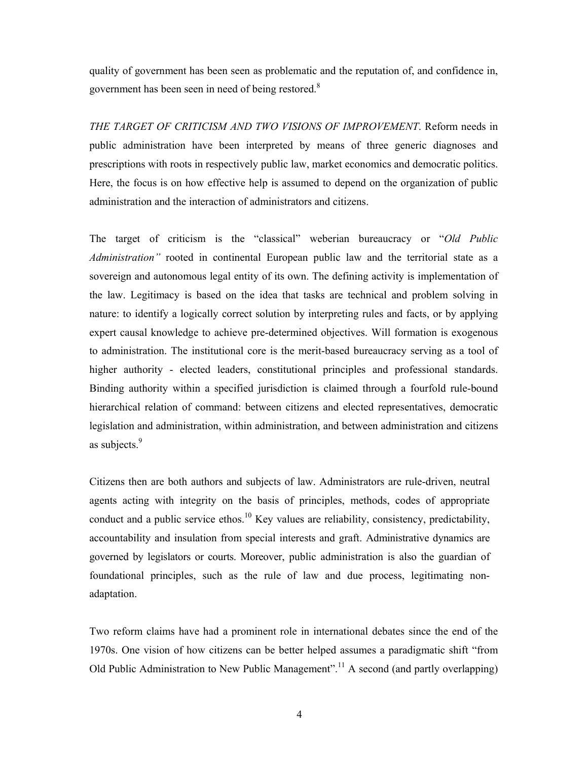quality of government has been seen as problematic and the reputation of, and confidence in, government has been seen in need of being restored.[8]

*THE TARGET OF CRITICISM AND TWO VISIONS OF IMPROVEMENT*. Reform needs in public administration have been interpreted by means of three generic diagnoses and prescriptions with roots in respectively public law, market economics and democratic politics. Here, the focus is on how effective help is assumed to depend on the organization of public administration and the interaction of administrators and citizens.

The target of criticism is the "classical" weberian bureaucracy or "*Old Public Administration"* rooted in continental European public law and the territorial state as a sovereign and autonomous legal entity of its own. The defining activity is implementation of the law. Legitimacy is based on the idea that tasks are technical and problem solving in nature: to identify a logically correct solution by interpreting rules and facts, or by applying expert causal knowledge to achieve pre-determined objectives. Will formation is exogenous to administration. The institutional core is the merit-based bureaucracy serving as a tool of higher authority - elected leaders, constitutional principles and professional standards. Binding authority within a specified jurisdiction is claimed through a fourfold rule-bound hierarchical relation of command: between citizens and elected representatives, democratic legislation and administration, within administration, and between administration and citizens as subjects.[9]

Citizens then are both authors and subjects of law. Administrators are rule-driven, neutral agents acting with integrity on the basis of principles, methods, codes of appropriate conduct and a public service ethos.[10] Key values are reliability, consistency, predictability, accountability and insulation from special interests and graft. Administrative dynamics are governed by legislators or courts. Moreover, public administration is also the guardian of foundational principles, such as the rule of law and due process, legitimating non-adaptation.

Two reform claims have had a prominent role in international debates since the end of the 1970s. One vision of how citizens can be better helped assumes a paradigmatic shift "from Old Public Administration to New Public Management".[11] A second (and partly overlapping)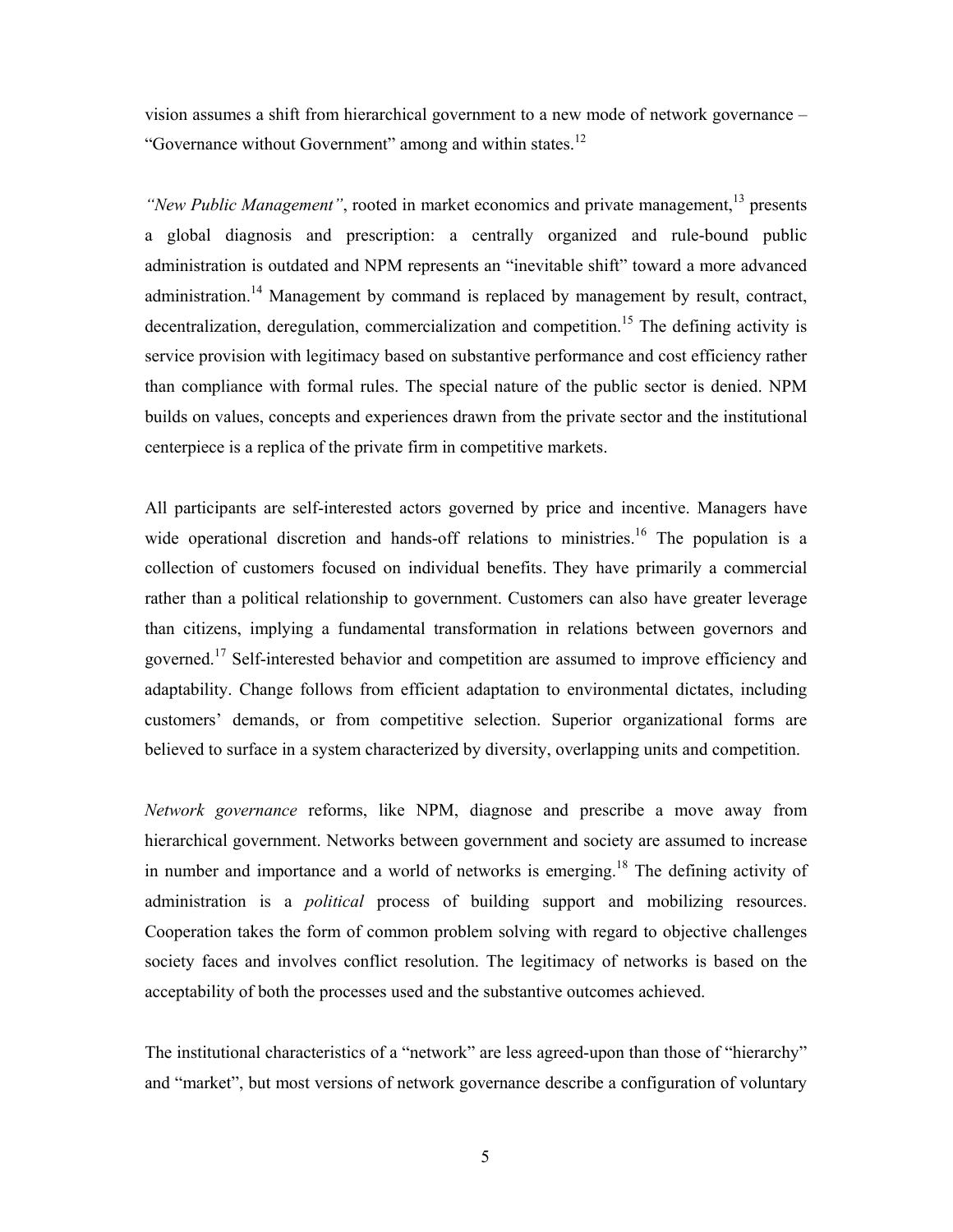vision assumes a shift from hierarchical government to a new mode of network governance – "Governance without Government" among and within states.[12]

*"New Public Management"*, rooted in market economics and private management,[13] presents a global diagnosis and prescription: a centrally organized and rule-bound public administration is outdated and NPM represents an "inevitable shift" toward a more advanced administration.[14] Management by command is replaced by management by result, contract, decentralization, deregulation, commercialization and competition.[15] The defining activity is service provision with legitimacy based on substantive performance and cost efficiency rather than compliance with formal rules. The special nature of the public sector is denied. NPM builds on values, concepts and experiences drawn from the private sector and the institutional centerpiece is a replica of the private firm in competitive markets.

All participants are self-interested actors governed by price and incentive. Managers have wide operational discretion and hands-off relations to ministries.[16] The population is a collection of customers focused on individual benefits. They have primarily a commercial rather than a political relationship to government. Customers can also have greater leverage than citizens, implying a fundamental transformation in relations between governors and governed.[17] Self-interested behavior and competition are assumed to improve efficiency and adaptability. Change follows from efficient adaptation to environmental dictates, including customers' demands, or from competitive selection. Superior organizational forms are believed to surface in a system characterized by diversity, overlapping units and competition.

*Network governance* reforms, like NPM, diagnose and prescribe a move away from hierarchical government. Networks between government and society are assumed to increase in number and importance and a world of networks is emerging.[18] The defining activity of administration is a *political* process of building support and mobilizing resources. Cooperation takes the form of common problem solving with regard to objective challenges society faces and involves conflict resolution. The legitimacy of networks is based on the acceptability of both the processes used and the substantive outcomes achieved.

The institutional characteristics of a "network" are less agreed-upon than those of "hierarchy" and "market", but most versions of network governance describe a configuration of voluntary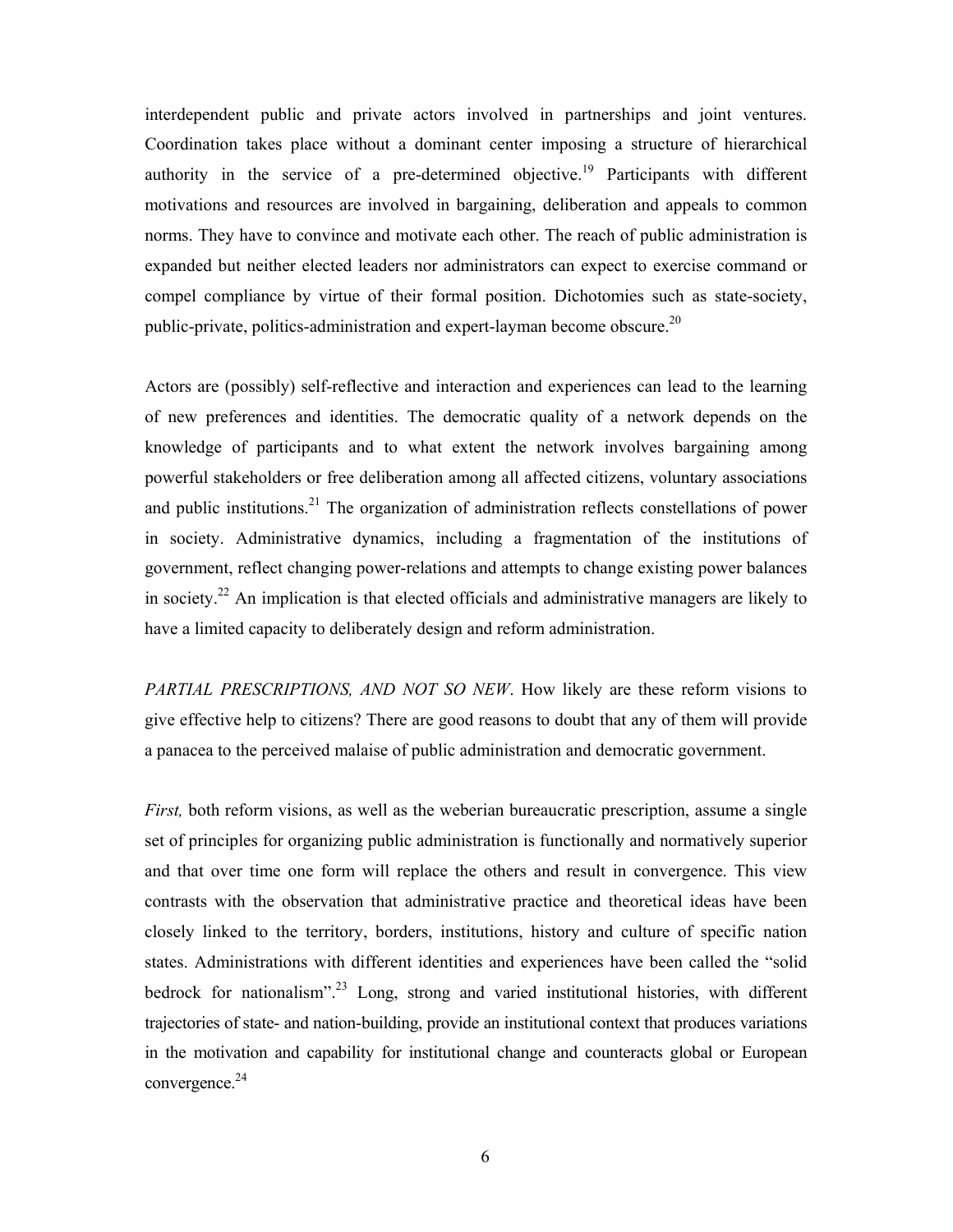interdependent public and private actors involved in partnerships and joint ventures. Coordination takes place without a dominant center imposing a structure of hierarchical authority in the service of a pre-determined objective.[19] Participants with different motivations and resources are involved in bargaining, deliberation and appeals to common norms. They have to convince and motivate each other. The reach of public administration is expanded but neither elected leaders nor administrators can expect to exercise command or compel compliance by virtue of their formal position. Dichotomies such as state-society, public-private, politics-administration and expert-layman become obscure.[20]

Actors are (possibly) self-reflective and interaction and experiences can lead to the learning of new preferences and identities. The democratic quality of a network depends on the knowledge of participants and to what extent the network involves bargaining among powerful stakeholders or free deliberation among all affected citizens, voluntary associations and public institutions.[21] The organization of administration reflects constellations of power in society. Administrative dynamics, including a fragmentation of the institutions of government, reflect changing power-relations and attempts to change existing power balances in society.[22] An implication is that elected officials and administrative managers are likely to have a limited capacity to deliberately design and reform administration.

*PARTIAL PRESCRIPTIONS, AND NOT SO NEW*. How likely are these reform visions to give effective help to citizens? There are good reasons to doubt that any of them will provide a panacea to the perceived malaise of public administration and democratic government.

*First,* both reform visions, as well as the weberian bureaucratic prescription, assume a single set of principles for organizing public administration is functionally and normatively superior and that over time one form will replace the others and result in convergence. This view contrasts with the observation that administrative practice and theoretical ideas have been closely linked to the territory, borders, institutions, history and culture of specific nation states. Administrations with different identities and experiences have been called the "solid bedrock for nationalism".[23] Long, strong and varied institutional histories, with different trajectories of state- and nation-building, provide an institutional context that produces variations in the motivation and capability for institutional change and counteracts global or European convergence.[24]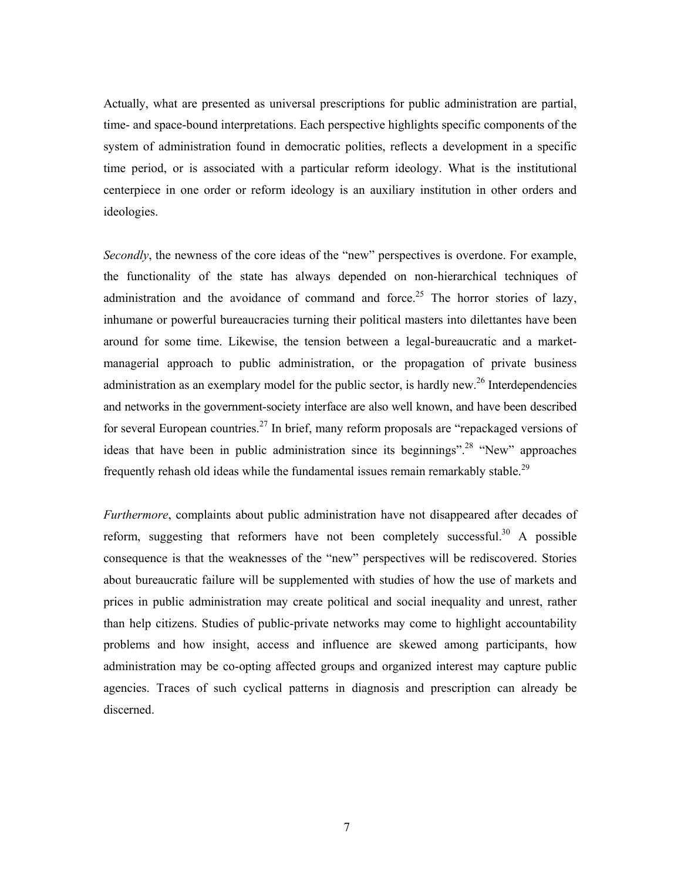Actually, what are presented as universal prescriptions for public administration are partial, time- and space-bound interpretations. Each perspective highlights specific components of the system of administration found in democratic polities, reflects a development in a specific time period, or is associated with a particular reform ideology. What is the institutional centerpiece in one order or reform ideology is an auxiliary institution in other orders and ideologies.

*Secondly*, the newness of the core ideas of the "new" perspectives is overdone. For example, the functionality of the state has always depended on non-hierarchical techniques of administration and the avoidance of command and force.[25] The horror stories of lazy, inhumane or powerful bureaucracies turning their political masters into dilettantes have been around for some time. Likewise, the tension between a legal-bureaucratic and a market-managerial approach to public administration, or the propagation of private business administration as an exemplary model for the public sector, is hardly new.[26] Interdependencies and networks in the government-society interface are also well known, and have been described for several European countries.[27] In brief, many reform proposals are "repackaged versions of ideas that have been in public administration since its beginnings".[28] "New" approaches frequently rehash old ideas while the fundamental issues remain remarkably stable.[29]

*Furthermore*, complaints about public administration have not disappeared after decades of reform, suggesting that reformers have not been completely successful.[30] A possible consequence is that the weaknesses of the "new" perspectives will be rediscovered. Stories about bureaucratic failure will be supplemented with studies of how the use of markets and prices in public administration may create political and social inequality and unrest, rather than help citizens. Studies of public-private networks may come to highlight accountability problems and how insight, access and influence are skewed among participants, how administration may be co-opting affected groups and organized interest may capture public agencies. Traces of such cyclical patterns in diagnosis and prescription can already be discerned.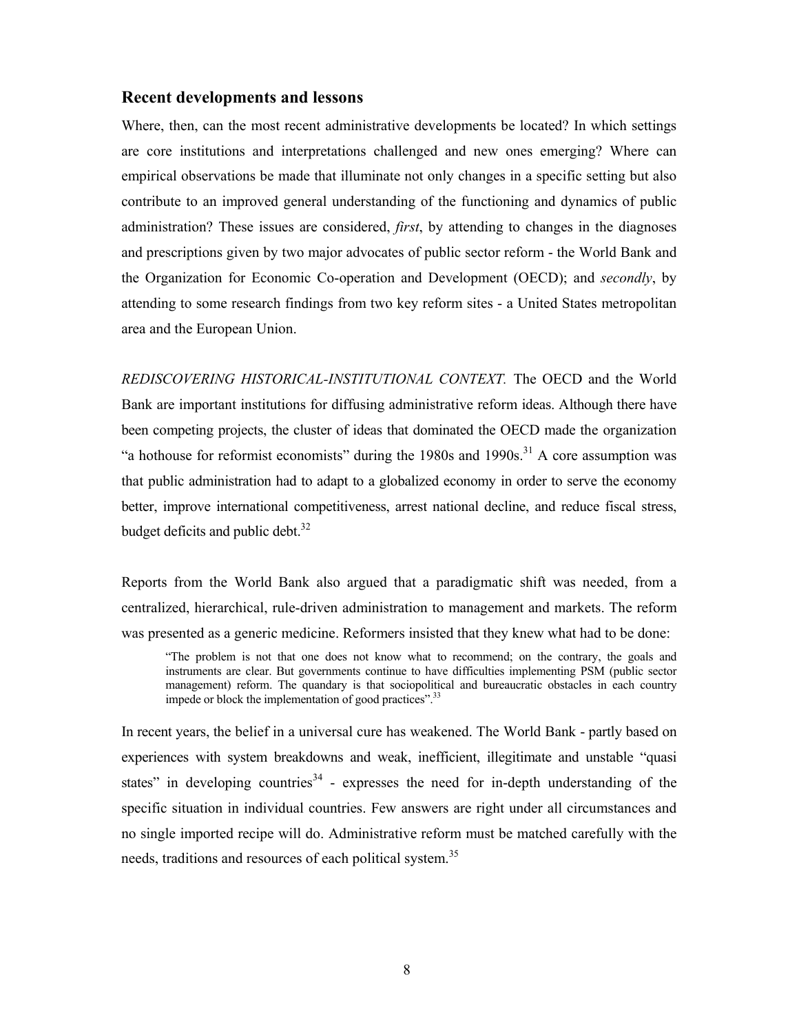## Recent developments and lessons

Where, then, can the most recent administrative developments be located? In which settings are core institutions and interpretations challenged and new ones emerging? Where can empirical observations be made that illuminate not only changes in a specific setting but also contribute to an improved general understanding of the functioning and dynamics of public administration? These issues are considered, *first*, by attending to changes in the diagnoses and prescriptions given by two major advocates of public sector reform - the World Bank and the Organization for Economic Co-operation and Development (OECD); and *secondly*, by attending to some research findings from two key reform sites - a United States metropolitan area and the European Union.

*REDISCOVERING HISTORICAL-INSTITUTIONAL CONTEXT.* The OECD and the World Bank are important institutions for diffusing administrative reform ideas. Although there have been competing projects, the cluster of ideas that dominated the OECD made the organization "a hothouse for reformist economists" during the 1980s and 1990s.[31] A core assumption was that public administration had to adapt to a globalized economy in order to serve the economy better, improve international competitiveness, arrest national decline, and reduce fiscal stress, budget deficits and public debt.[32]

Reports from the World Bank also argued that a paradigmatic shift was needed, from a centralized, hierarchical, rule-driven administration to management and markets. The reform was presented as a generic medicine. Reformers insisted that they knew what had to be done:

> "The problem is not that one does not know what to recommend; on the contrary, the goals and instruments are clear. But governments continue to have difficulties implementing PSM (public sector management) reform. The quandary is that sociopolitical and bureaucratic obstacles in each country impede or block the implementation of good practices".[33]

In recent years, the belief in a universal cure has weakened. The World Bank - partly based on experiences with system breakdowns and weak, inefficient, illegitimate and unstable "quasi states" in developing countries[34] - expresses the need for in-depth understanding of the specific situation in individual countries. Few answers are right under all circumstances and no single imported recipe will do. Administrative reform must be matched carefully with the needs, traditions and resources of each political system.[35]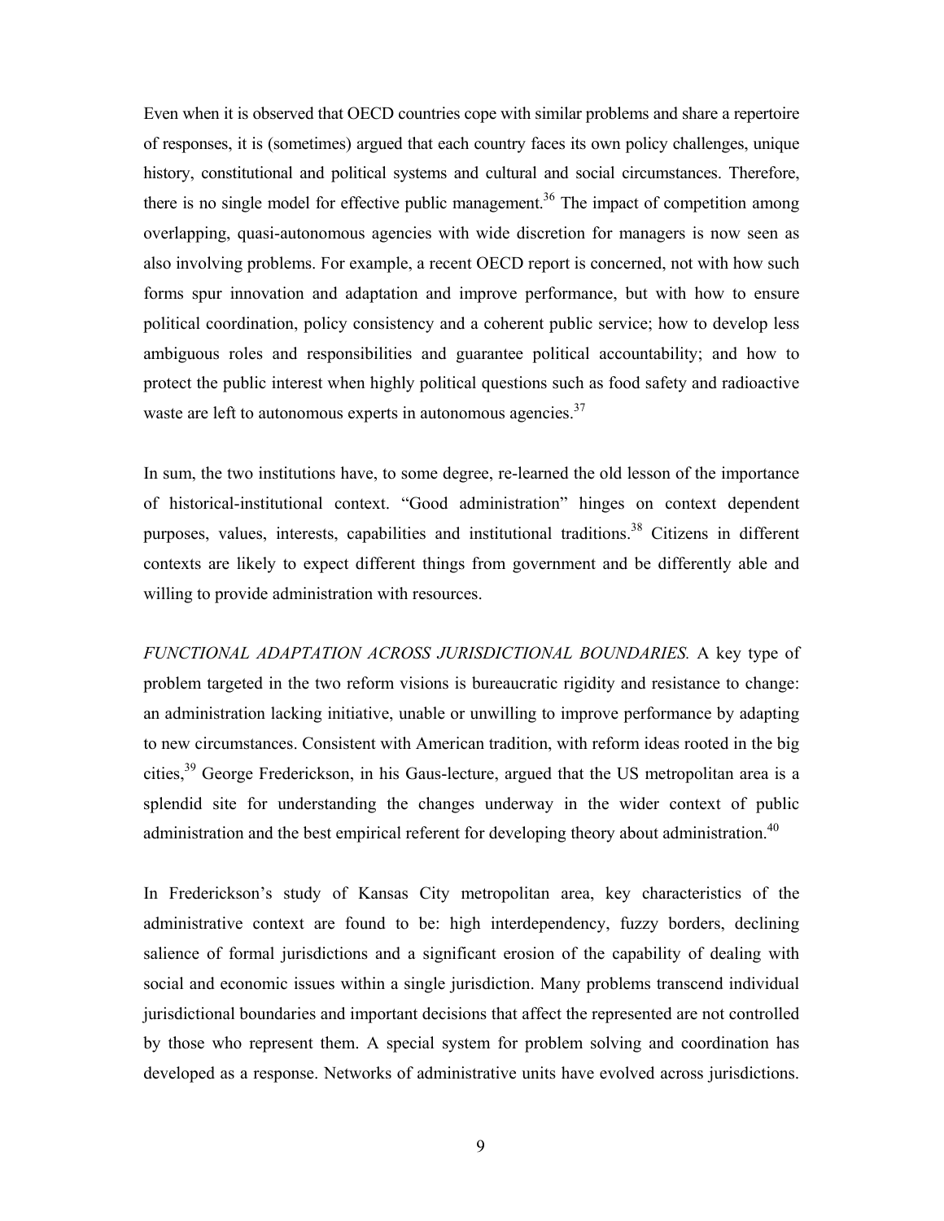Even when it is observed that OECD countries cope with similar problems and share a repertoire of responses, it is (sometimes) argued that each country faces its own policy challenges, unique history, constitutional and political systems and cultural and social circumstances. Therefore, there is no single model for effective public management.[36] The impact of competition among overlapping, quasi-autonomous agencies with wide discretion for managers is now seen as also involving problems. For example, a recent OECD report is concerned, not with how such forms spur innovation and adaptation and improve performance, but with how to ensure political coordination, policy consistency and a coherent public service; how to develop less ambiguous roles and responsibilities and guarantee political accountability; and how to protect the public interest when highly political questions such as food safety and radioactive waste are left to autonomous experts in autonomous agencies.[37]

In sum, the two institutions have, to some degree, re-learned the old lesson of the importance of historical-institutional context. "Good administration" hinges on context dependent purposes, values, interests, capabilities and institutional traditions.[38] Citizens in different contexts are likely to expect different things from government and be differently able and willing to provide administration with resources.

*FUNCTIONAL ADAPTATION ACROSS JURISDICTIONAL BOUNDARIES.* A key type of problem targeted in the two reform visions is bureaucratic rigidity and resistance to change: an administration lacking initiative, unable or unwilling to improve performance by adapting to new circumstances. Consistent with American tradition, with reform ideas rooted in the big cities,[39] George Frederickson, in his Gaus-lecture, argued that the US metropolitan area is a splendid site for understanding the changes underway in the wider context of public administration and the best empirical referent for developing theory about administration.[40]

In Frederickson's study of Kansas City metropolitan area, key characteristics of the administrative context are found to be: high interdependency, fuzzy borders, declining salience of formal jurisdictions and a significant erosion of the capability of dealing with social and economic issues within a single jurisdiction. Many problems transcend individual jurisdictional boundaries and important decisions that affect the represented are not controlled by those who represent them. A special system for problem solving and coordination has developed as a response. Networks of administrative units have evolved across jurisdictions.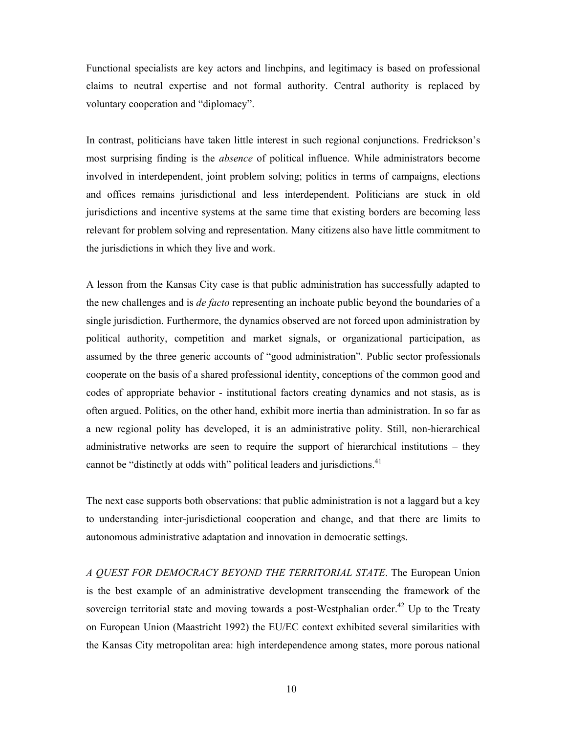Functional specialists are key actors and linchpins, and legitimacy is based on professional claims to neutral expertise and not formal authority. Central authority is replaced by voluntary cooperation and "diplomacy".

In contrast, politicians have taken little interest in such regional conjunctions. Fredrickson's most surprising finding is the *absence* of political influence. While administrators become involved in interdependent, joint problem solving; politics in terms of campaigns, elections and offices remains jurisdictional and less interdependent. Politicians are stuck in old jurisdictions and incentive systems at the same time that existing borders are becoming less relevant for problem solving and representation. Many citizens also have little commitment to the jurisdictions in which they live and work.

A lesson from the Kansas City case is that public administration has successfully adapted to the new challenges and is *de facto* representing an inchoate public beyond the boundaries of a single jurisdiction. Furthermore, the dynamics observed are not forced upon administration by political authority, competition and market signals, or organizational participation, as assumed by the three generic accounts of "good administration". Public sector professionals cooperate on the basis of a shared professional identity, conceptions of the common good and codes of appropriate behavior - institutional factors creating dynamics and not stasis, as is often argued. Politics, on the other hand, exhibit more inertia than administration. In so far as a new regional polity has developed, it is an administrative polity. Still, non-hierarchical administrative networks are seen to require the support of hierarchical institutions – they cannot be "distinctly at odds with" political leaders and jurisdictions.[41]

The next case supports both observations: that public administration is not a laggard but a key to understanding inter-jurisdictional cooperation and change, and that there are limits to autonomous administrative adaptation and innovation in democratic settings.

*A QUEST FOR DEMOCRACY BEYOND THE TERRITORIAL STATE*. The European Union is the best example of an administrative development transcending the framework of the sovereign territorial state and moving towards a post-Westphalian order.[42] Up to the Treaty on European Union (Maastricht 1992) the EU/EC context exhibited several similarities with the Kansas City metropolitan area: high interdependence among states, more porous national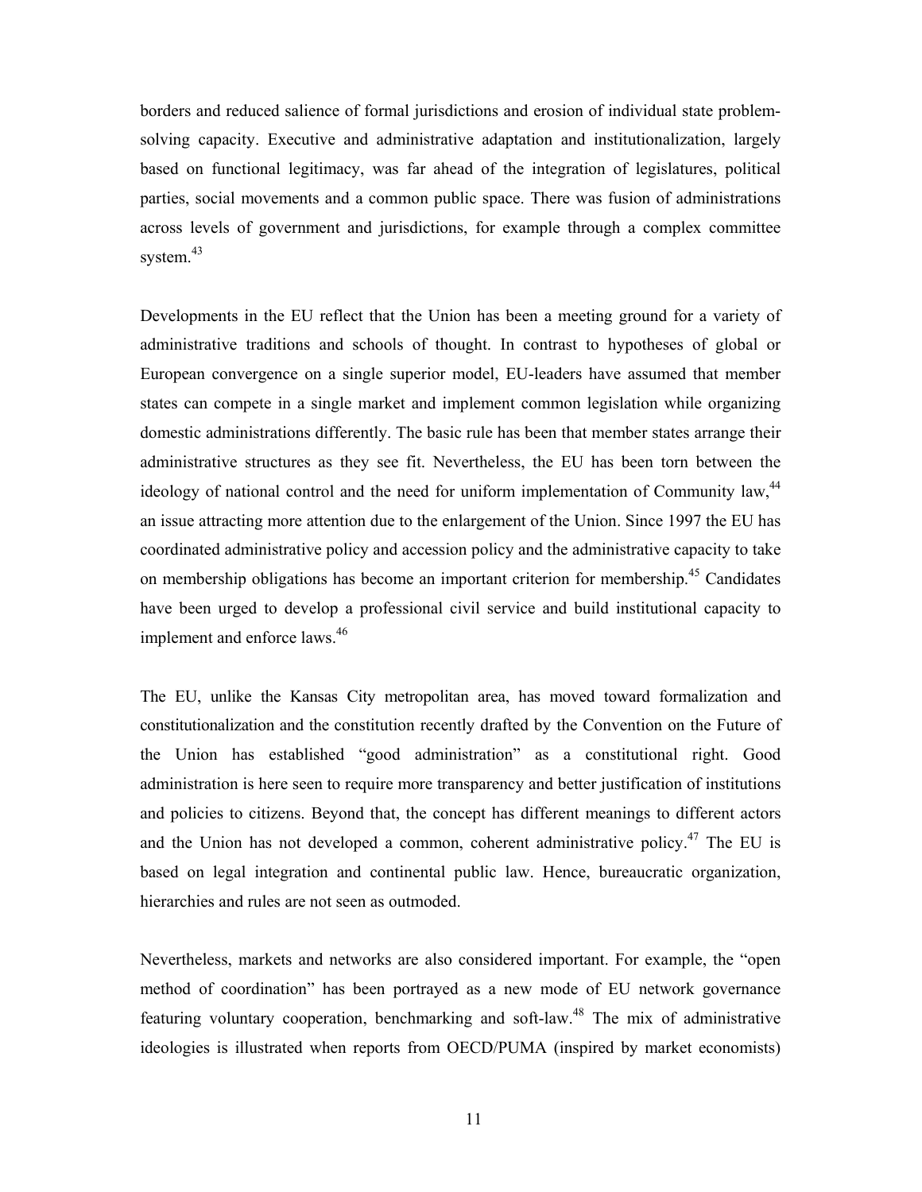borders and reduced salience of formal jurisdictions and erosion of individual state problem-solving capacity. Executive and administrative adaptation and institutionalization, largely based on functional legitimacy, was far ahead of the integration of legislatures, political parties, social movements and a common public space. There was fusion of administrations across levels of government and jurisdictions, for example through a complex committee system.[43]

Developments in the EU reflect that the Union has been a meeting ground for a variety of administrative traditions and schools of thought. In contrast to hypotheses of global or European convergence on a single superior model, EU-leaders have assumed that member states can compete in a single market and implement common legislation while organizing domestic administrations differently. The basic rule has been that member states arrange their administrative structures as they see fit. Nevertheless, the EU has been torn between the ideology of national control and the need for uniform implementation of Community law,[44] an issue attracting more attention due to the enlargement of the Union. Since 1997 the EU has coordinated administrative policy and accession policy and the administrative capacity to take on membership obligations has become an important criterion for membership.[45] Candidates have been urged to develop a professional civil service and build institutional capacity to implement and enforce laws.[46]

The EU, unlike the Kansas City metropolitan area, has moved toward formalization and constitutionalization and the constitution recently drafted by the Convention on the Future of the Union has established "good administration" as a constitutional right. Good administration is here seen to require more transparency and better justification of institutions and policies to citizens. Beyond that, the concept has different meanings to different actors and the Union has not developed a common, coherent administrative policy.[47] The EU is based on legal integration and continental public law. Hence, bureaucratic organization, hierarchies and rules are not seen as outmoded.

Nevertheless, markets and networks are also considered important. For example, the "open method of coordination" has been portrayed as a new mode of EU network governance featuring voluntary cooperation, benchmarking and soft-law.[48] The mix of administrative ideologies is illustrated when reports from OECD/PUMA (inspired by market economists)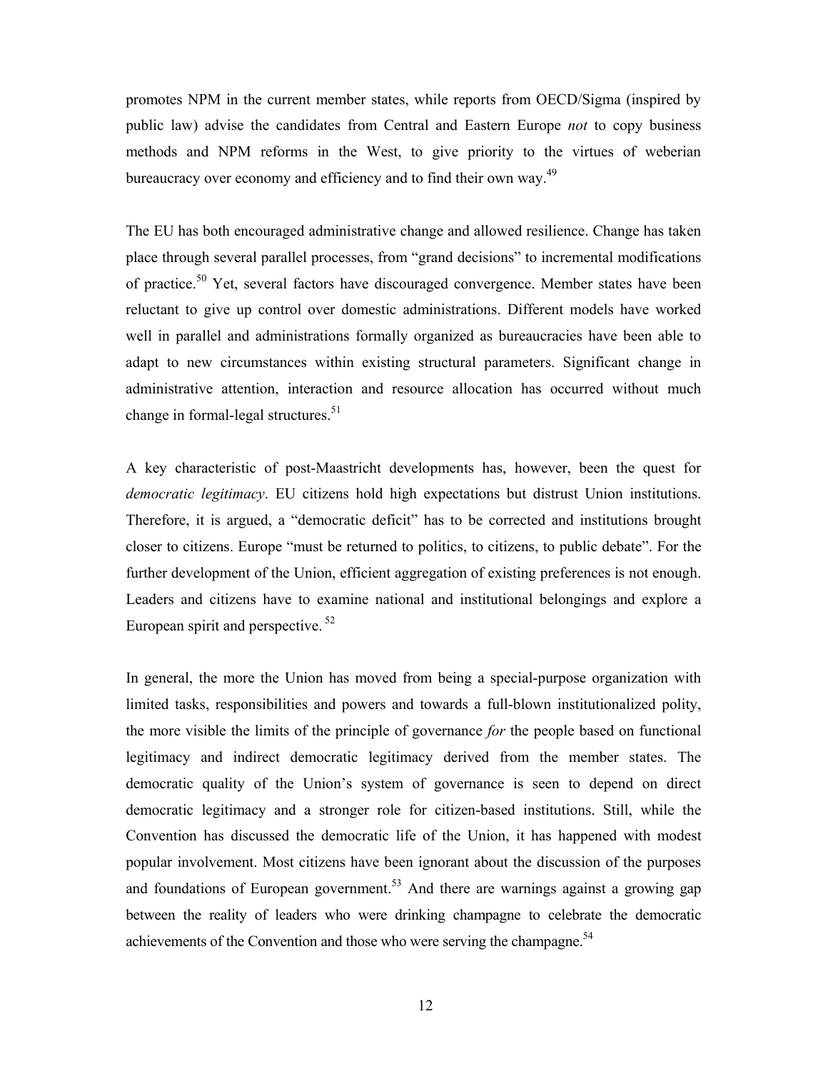promotes NPM in the current member states, while reports from OECD/Sigma (inspired by public law) advise the candidates from Central and Eastern Europe *not* to copy business methods and NPM reforms in the West, to give priority to the virtues of weberian bureaucracy over economy and efficiency and to find their own way.[49]

The EU has both encouraged administrative change and allowed resilience. Change has taken place through several parallel processes, from "grand decisions" to incremental modifications of practice.[50] Yet, several factors have discouraged convergence. Member states have been reluctant to give up control over domestic administrations. Different models have worked well in parallel and administrations formally organized as bureaucracies have been able to adapt to new circumstances within existing structural parameters. Significant change in administrative attention, interaction and resource allocation has occurred without much change in formal-legal structures.[51]

A key characteristic of post-Maastricht developments has, however, been the quest for *democratic legitimacy*. EU citizens hold high expectations but distrust Union institutions. Therefore, it is argued, a "democratic deficit" has to be corrected and institutions brought closer to citizens. Europe "must be returned to politics, to citizens, to public debate". For the further development of the Union, efficient aggregation of existing preferences is not enough. Leaders and citizens have to examine national and institutional belongings and explore a European spirit and perspective. [52]

In general, the more the Union has moved from being a special-purpose organization with limited tasks, responsibilities and powers and towards a full-blown institutionalized polity, the more visible the limits of the principle of governance *for* the people based on functional legitimacy and indirect democratic legitimacy derived from the member states. The democratic quality of the Union's system of governance is seen to depend on direct democratic legitimacy and a stronger role for citizen-based institutions. Still, while the Convention has discussed the democratic life of the Union, it has happened with modest popular involvement. Most citizens have been ignorant about the discussion of the purposes and foundations of European government.[53] And there are warnings against a growing gap between the reality of leaders who were drinking champagne to celebrate the democratic achievements of the Convention and those who were serving the champagne.[54]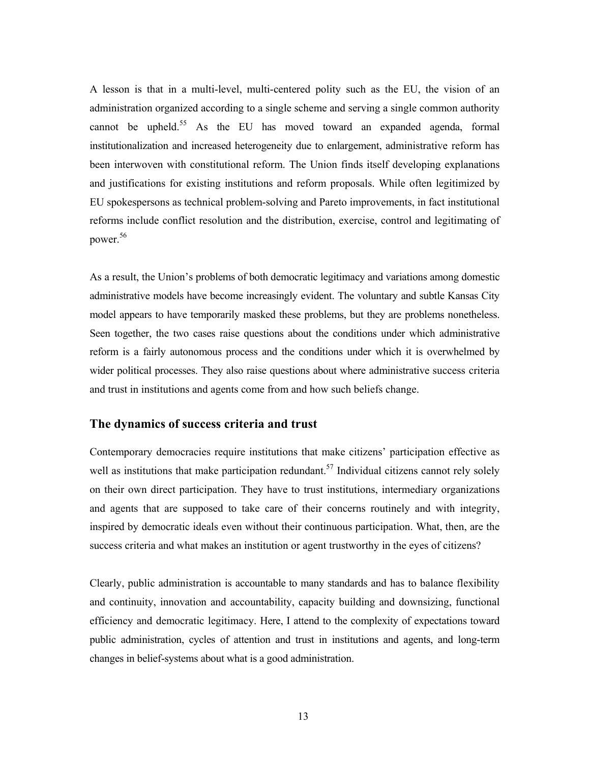A lesson is that in a multi-level, multi-centered polity such as the EU, the vision of an administration organized according to a single scheme and serving a single common authority cannot be upheld.[55] As the EU has moved toward an expanded agenda, formal institutionalization and increased heterogeneity due to enlargement, administrative reform has been interwoven with constitutional reform. The Union finds itself developing explanations and justifications for existing institutions and reform proposals. While often legitimized by EU spokespersons as technical problem-solving and Pareto improvements, in fact institutional reforms include conflict resolution and the distribution, exercise, control and legitimating of power.[56]

As a result, the Union's problems of both democratic legitimacy and variations among domestic administrative models have become increasingly evident. The voluntary and subtle Kansas City model appears to have temporarily masked these problems, but they are problems nonetheless. Seen together, the two cases raise questions about the conditions under which administrative reform is a fairly autonomous process and the conditions under which it is overwhelmed by wider political processes. They also raise questions about where administrative success criteria and trust in institutions and agents come from and how such beliefs change.

## The dynamics of success criteria and trust

Contemporary democracies require institutions that make citizens' participation effective as well as institutions that make participation redundant.[57] Individual citizens cannot rely solely on their own direct participation. They have to trust institutions, intermediary organizations and agents that are supposed to take care of their concerns routinely and with integrity, inspired by democratic ideals even without their continuous participation. What, then, are the success criteria and what makes an institution or agent trustworthy in the eyes of citizens?

Clearly, public administration is accountable to many standards and has to balance flexibility and continuity, innovation and accountability, capacity building and downsizing, functional efficiency and democratic legitimacy. Here, I attend to the complexity of expectations toward public administration, cycles of attention and trust in institutions and agents, and long-term changes in belief-systems about what is a good administration.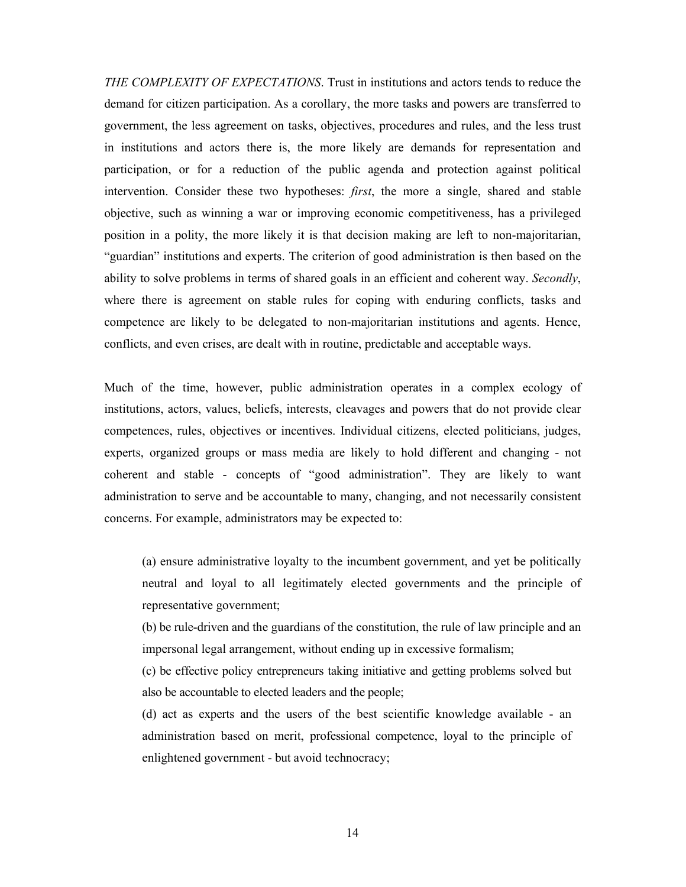*THE COMPLEXITY OF EXPECTATIONS*. Trust in institutions and actors tends to reduce the demand for citizen participation. As a corollary, the more tasks and powers are transferred to government, the less agreement on tasks, objectives, procedures and rules, and the less trust in institutions and actors there is, the more likely are demands for representation and participation, or for a reduction of the public agenda and protection against political intervention. Consider these two hypotheses: *first*, the more a single, shared and stable objective, such as winning a war or improving economic competitiveness, has a privileged position in a polity, the more likely it is that decision making are left to non-majoritarian, "guardian" institutions and experts. The criterion of good administration is then based on the ability to solve problems in terms of shared goals in an efficient and coherent way. *Secondly*, where there is agreement on stable rules for coping with enduring conflicts, tasks and competence are likely to be delegated to non-majoritarian institutions and agents. Hence, conflicts, and even crises, are dealt with in routine, predictable and acceptable ways.

Much of the time, however, public administration operates in a complex ecology of institutions, actors, values, beliefs, interests, cleavages and powers that do not provide clear competences, rules, objectives or incentives. Individual citizens, elected politicians, judges, experts, organized groups or mass media are likely to hold different and changing - not coherent and stable - concepts of "good administration". They are likely to want administration to serve and be accountable to many, changing, and not necessarily consistent concerns. For example, administrators may be expected to:

> (a) ensure administrative loyalty to the incumbent government, and yet be politically neutral and loyal to all legitimately elected governments and the principle of representative government;
>
> (b) be rule-driven and the guardians of the constitution, the rule of law principle and an impersonal legal arrangement, without ending up in excessive formalism;
>
> (c) be effective policy entrepreneurs taking initiative and getting problems solved but also be accountable to elected leaders and the people;
>
> (d) act as experts and the users of the best scientific knowledge available - an administration based on merit, professional competence, loyal to the principle of enlightened government - but avoid technocracy;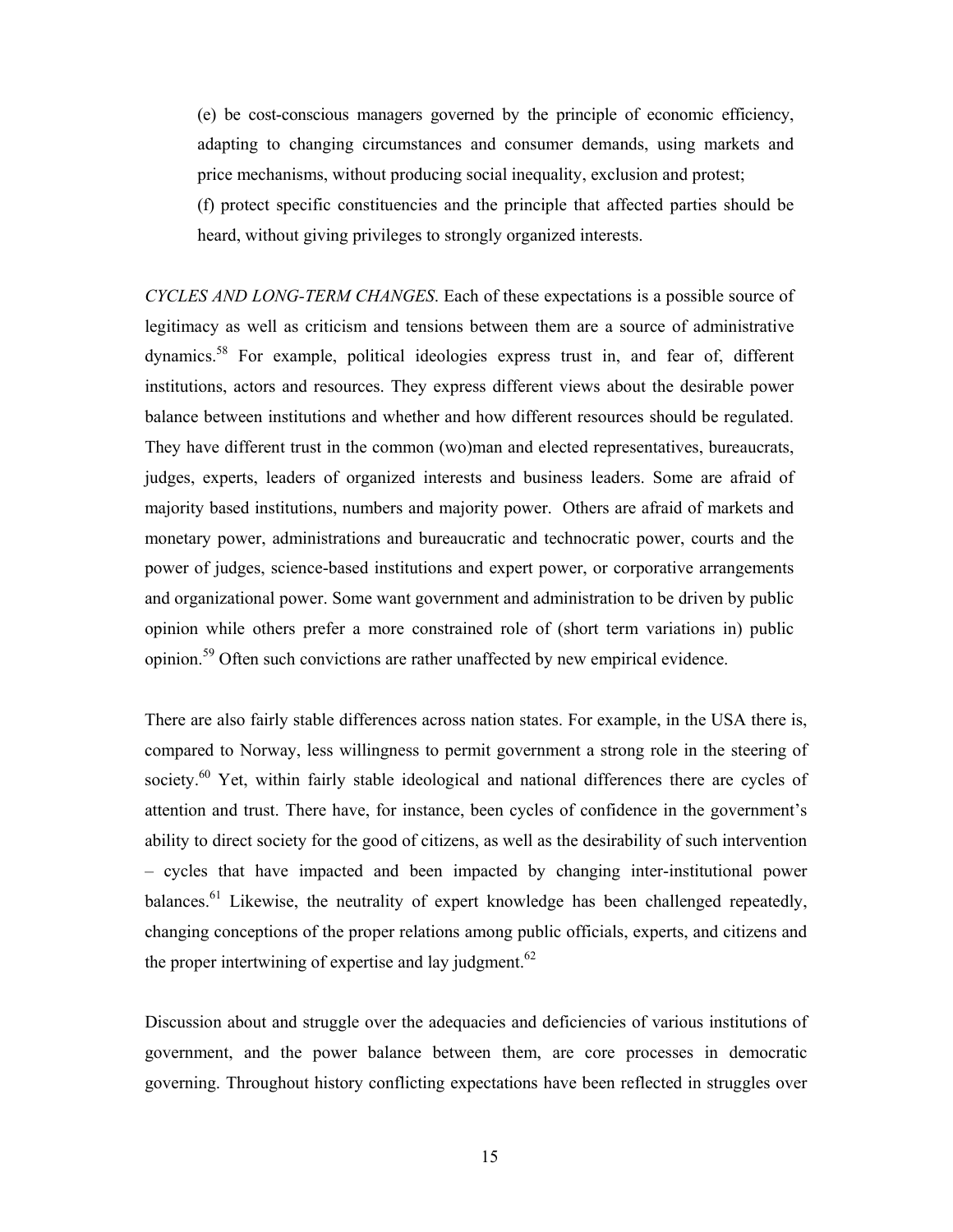(e) be cost-conscious managers governed by the principle of economic efficiency, adapting to changing circumstances and consumer demands, using markets and price mechanisms, without producing social inequality, exclusion and protest;

(f) protect specific constituencies and the principle that affected parties should be heard, without giving privileges to strongly organized interests.

*CYCLES AND LONG-TERM CHANGES*. Each of these expectations is a possible source of legitimacy as well as criticism and tensions between them are a source of administrative dynamics.[58] For example, political ideologies express trust in, and fear of, different institutions, actors and resources. They express different views about the desirable power balance between institutions and whether and how different resources should be regulated. They have different trust in the common (wo)man and elected representatives, bureaucrats, judges, experts, leaders of organized interests and business leaders. Some are afraid of majority based institutions, numbers and majority power. Others are afraid of markets and monetary power, administrations and bureaucratic and technocratic power, courts and the power of judges, science-based institutions and expert power, or corporative arrangements and organizational power. Some want government and administration to be driven by public opinion while others prefer a more constrained role of (short term variations in) public opinion.[59] Often such convictions are rather unaffected by new empirical evidence.

There are also fairly stable differences across nation states. For example, in the USA there is, compared to Norway, less willingness to permit government a strong role in the steering of society.[60] Yet, within fairly stable ideological and national differences there are cycles of attention and trust. There have, for instance, been cycles of confidence in the government's ability to direct society for the good of citizens, as well as the desirability of such intervention – cycles that have impacted and been impacted by changing inter-institutional power balances.[61] Likewise, the neutrality of expert knowledge has been challenged repeatedly, changing conceptions of the proper relations among public officials, experts, and citizens and the proper intertwining of expertise and lay judgment.[62]

Discussion about and struggle over the adequacies and deficiencies of various institutions of government, and the power balance between them, are core processes in democratic governing. Throughout history conflicting expectations have been reflected in struggles over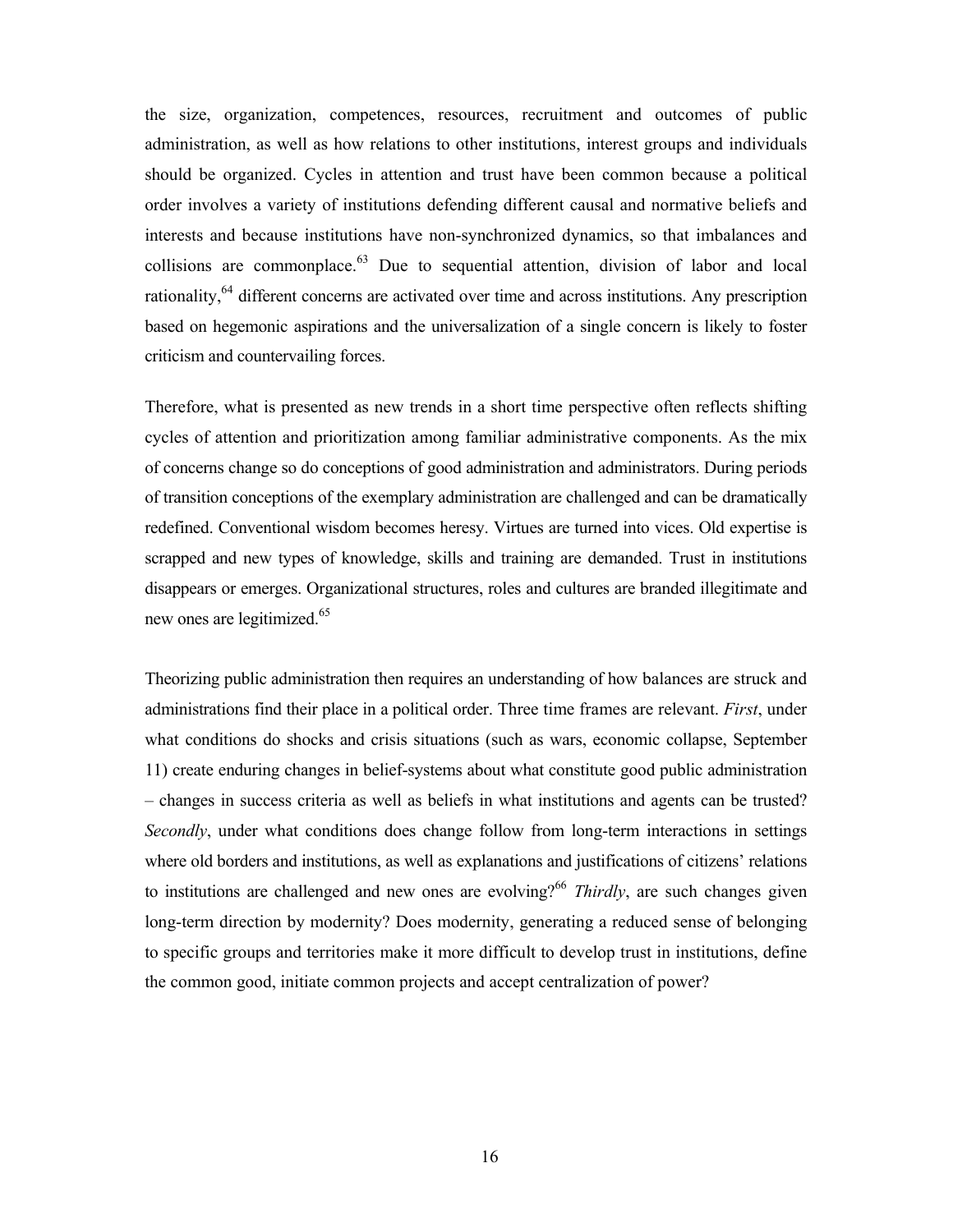the size, organization, competences, resources, recruitment and outcomes of public administration, as well as how relations to other institutions, interest groups and individuals should be organized. Cycles in attention and trust have been common because a political order involves a variety of institutions defending different causal and normative beliefs and interests and because institutions have non-synchronized dynamics, so that imbalances and collisions are commonplace.[63] Due to sequential attention, division of labor and local rationality,[64] different concerns are activated over time and across institutions. Any prescription based on hegemonic aspirations and the universalization of a single concern is likely to foster criticism and countervailing forces.

Therefore, what is presented as new trends in a short time perspective often reflects shifting cycles of attention and prioritization among familiar administrative components. As the mix of concerns change so do conceptions of good administration and administrators. During periods of transition conceptions of the exemplary administration are challenged and can be dramatically redefined. Conventional wisdom becomes heresy. Virtues are turned into vices. Old expertise is scrapped and new types of knowledge, skills and training are demanded. Trust in institutions disappears or emerges. Organizational structures, roles and cultures are branded illegitimate and new ones are legitimized.[65]

Theorizing public administration then requires an understanding of how balances are struck and administrations find their place in a political order. Three time frames are relevant. *First*, under what conditions do shocks and crisis situations (such as wars, economic collapse, September 11) create enduring changes in belief-systems about what constitute good public administration – changes in success criteria as well as beliefs in what institutions and agents can be trusted? *Secondly*, under what conditions does change follow from long-term interactions in settings where old borders and institutions, as well as explanations and justifications of citizens' relations to institutions are challenged and new ones are evolving?[66] *Thirdly*, are such changes given long-term direction by modernity? Does modernity, generating a reduced sense of belonging to specific groups and territories make it more difficult to develop trust in institutions, define the common good, initiate common projects and accept centralization of power?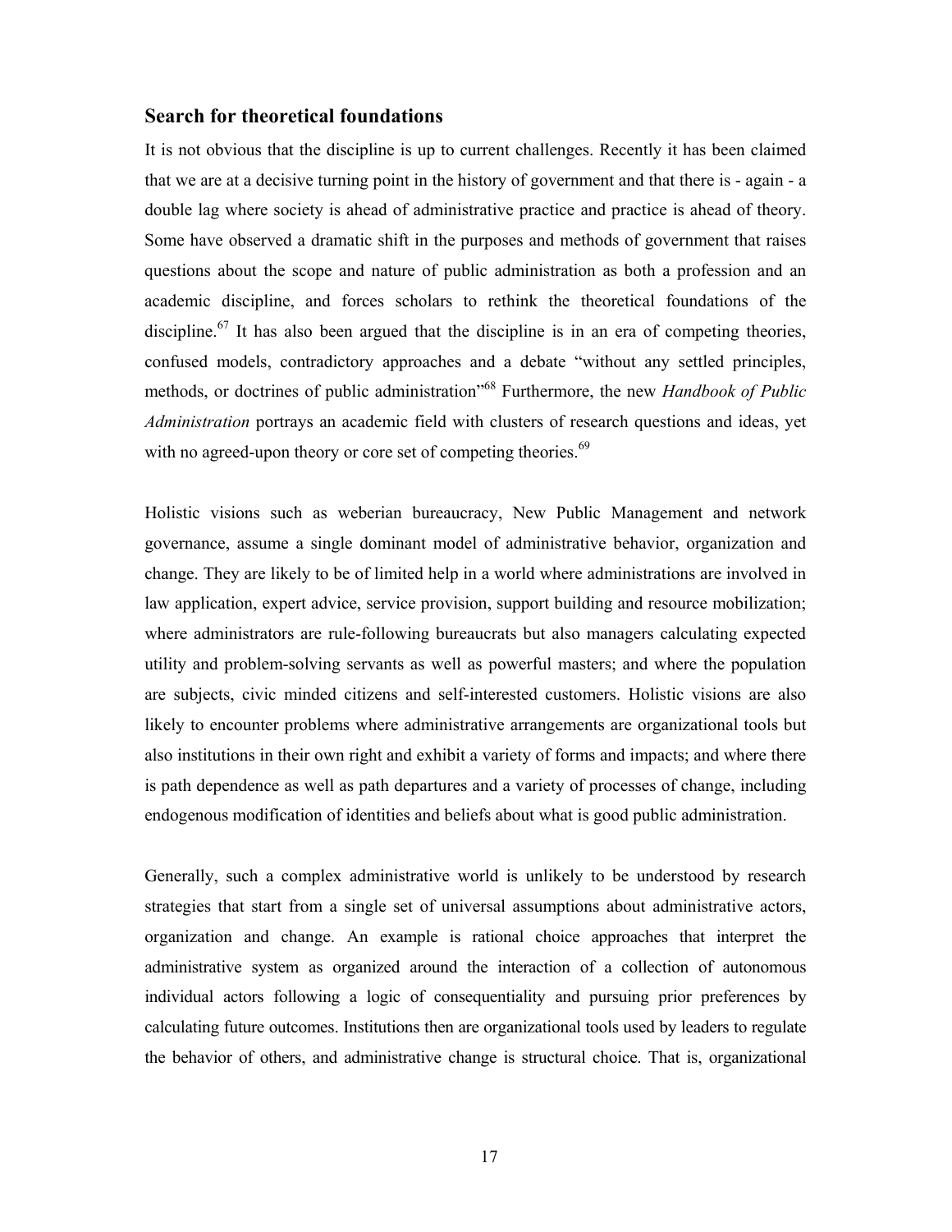## Search for theoretical foundations

It is not obvious that the discipline is up to current challenges. Recently it has been claimed that we are at a decisive turning point in the history of government and that there is - again - a double lag where society is ahead of administrative practice and practice is ahead of theory. Some have observed a dramatic shift in the purposes and methods of government that raises questions about the scope and nature of public administration as both a profession and an academic discipline, and forces scholars to rethink the theoretical foundations of the discipline.[67] It has also been argued that the discipline is in an era of competing theories, confused models, contradictory approaches and a debate "without any settled principles, methods, or doctrines of public administration"[68] Furthermore, the new *Handbook of Public Administration* portrays an academic field with clusters of research questions and ideas, yet with no agreed-upon theory or core set of competing theories.[69]

Holistic visions such as weberian bureaucracy, New Public Management and network governance, assume a single dominant model of administrative behavior, organization and change. They are likely to be of limited help in a world where administrations are involved in law application, expert advice, service provision, support building and resource mobilization; where administrators are rule-following bureaucrats but also managers calculating expected utility and problem-solving servants as well as powerful masters; and where the population are subjects, civic minded citizens and self-interested customers. Holistic visions are also likely to encounter problems where administrative arrangements are organizational tools but also institutions in their own right and exhibit a variety of forms and impacts; and where there is path dependence as well as path departures and a variety of processes of change, including endogenous modification of identities and beliefs about what is good public administration.

Generally, such a complex administrative world is unlikely to be understood by research strategies that start from a single set of universal assumptions about administrative actors, organization and change. An example is rational choice approaches that interpret the administrative system as organized around the interaction of a collection of autonomous individual actors following a logic of consequentiality and pursuing prior preferences by calculating future outcomes. Institutions then are organizational tools used by leaders to regulate the behavior of others, and administrative change is structural choice. That is, organizational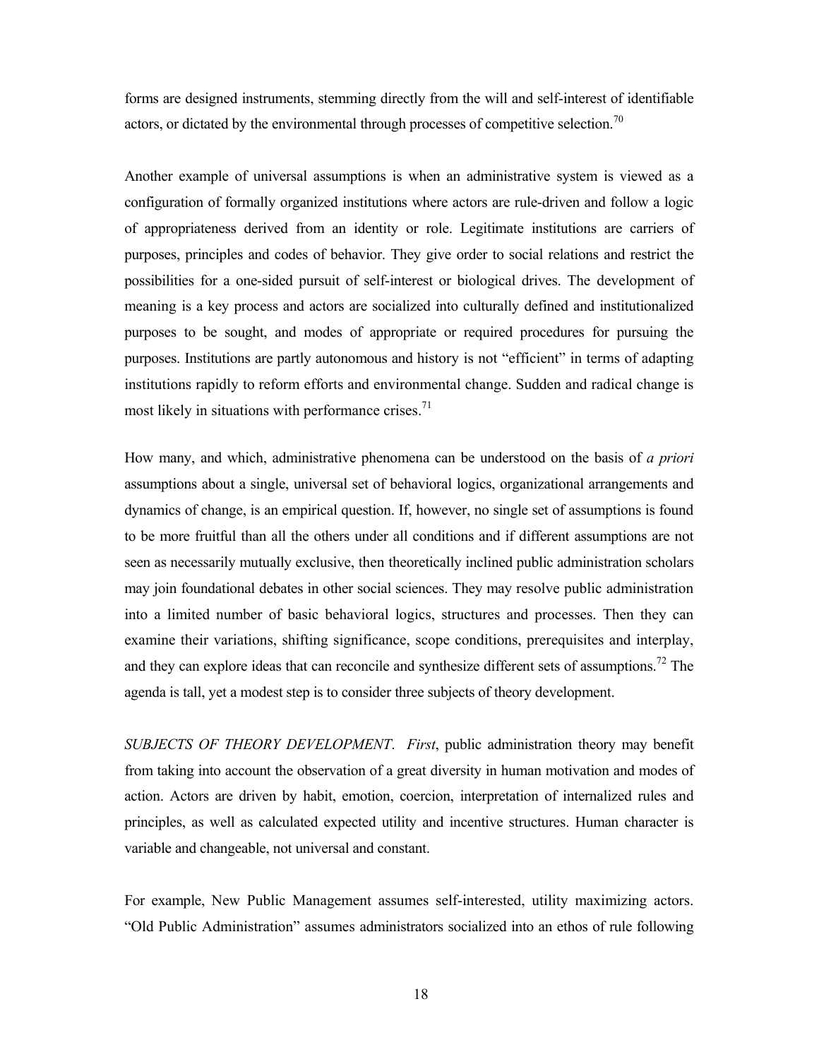forms are designed instruments, stemming directly from the will and self-interest of identifiable actors, or dictated by the environmental through processes of competitive selection.[70]

Another example of universal assumptions is when an administrative system is viewed as a configuration of formally organized institutions where actors are rule-driven and follow a logic of appropriateness derived from an identity or role. Legitimate institutions are carriers of purposes, principles and codes of behavior. They give order to social relations and restrict the possibilities for a one-sided pursuit of self-interest or biological drives. The development of meaning is a key process and actors are socialized into culturally defined and institutionalized purposes to be sought, and modes of appropriate or required procedures for pursuing the purposes. Institutions are partly autonomous and history is not "efficient" in terms of adapting institutions rapidly to reform efforts and environmental change. Sudden and radical change is most likely in situations with performance crises.[71]

How many, and which, administrative phenomena can be understood on the basis of *a priori* assumptions about a single, universal set of behavioral logics, organizational arrangements and dynamics of change, is an empirical question. If, however, no single set of assumptions is found to be more fruitful than all the others under all conditions and if different assumptions are not seen as necessarily mutually exclusive, then theoretically inclined public administration scholars may join foundational debates in other social sciences. They may resolve public administration into a limited number of basic behavioral logics, structures and processes. Then they can examine their variations, shifting significance, scope conditions, prerequisites and interplay, and they can explore ideas that can reconcile and synthesize different sets of assumptions.[72] The agenda is tall, yet a modest step is to consider three subjects of theory development.

*SUBJECTS OF THEORY DEVELOPMENT*. *First*, public administration theory may benefit from taking into account the observation of a great diversity in human motivation and modes of action. Actors are driven by habit, emotion, coercion, interpretation of internalized rules and principles, as well as calculated expected utility and incentive structures. Human character is variable and changeable, not universal and constant.

For example, New Public Management assumes self-interested, utility maximizing actors. "Old Public Administration" assumes administrators socialized into an ethos of rule following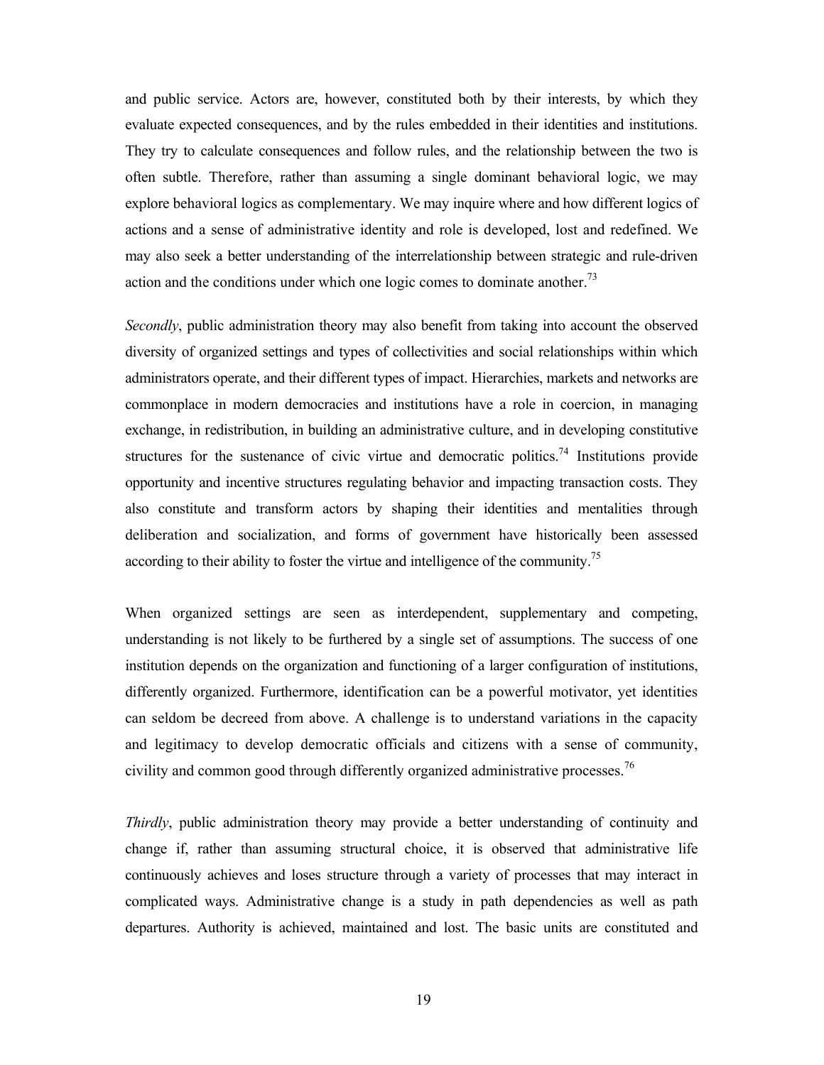and public service. Actors are, however, constituted both by their interests, by which they evaluate expected consequences, and by the rules embedded in their identities and institutions. They try to calculate consequences and follow rules, and the relationship between the two is often subtle. Therefore, rather than assuming a single dominant behavioral logic, we may explore behavioral logics as complementary. We may inquire where and how different logics of actions and a sense of administrative identity and role is developed, lost and redefined. We may also seek a better understanding of the interrelationship between strategic and rule-driven action and the conditions under which one logic comes to dominate another.[73]

*Secondly*, public administration theory may also benefit from taking into account the observed diversity of organized settings and types of collectivities and social relationships within which administrators operate, and their different types of impact. Hierarchies, markets and networks are commonplace in modern democracies and institutions have a role in coercion, in managing exchange, in redistribution, in building an administrative culture, and in developing constitutive structures for the sustenance of civic virtue and democratic politics.[74] Institutions provide opportunity and incentive structures regulating behavior and impacting transaction costs. They also constitute and transform actors by shaping their identities and mentalities through deliberation and socialization, and forms of government have historically been assessed according to their ability to foster the virtue and intelligence of the community.[75]

When organized settings are seen as interdependent, supplementary and competing, understanding is not likely to be furthered by a single set of assumptions. The success of one institution depends on the organization and functioning of a larger configuration of institutions, differently organized. Furthermore, identification can be a powerful motivator, yet identities can seldom be decreed from above. A challenge is to understand variations in the capacity and legitimacy to develop democratic officials and citizens with a sense of community, civility and common good through differently organized administrative processes.[76]

*Thirdly*, public administration theory may provide a better understanding of continuity and change if, rather than assuming structural choice, it is observed that administrative life continuously achieves and loses structure through a variety of processes that may interact in complicated ways. Administrative change is a study in path dependencies as well as path departures. Authority is achieved, maintained and lost. The basic units are constituted and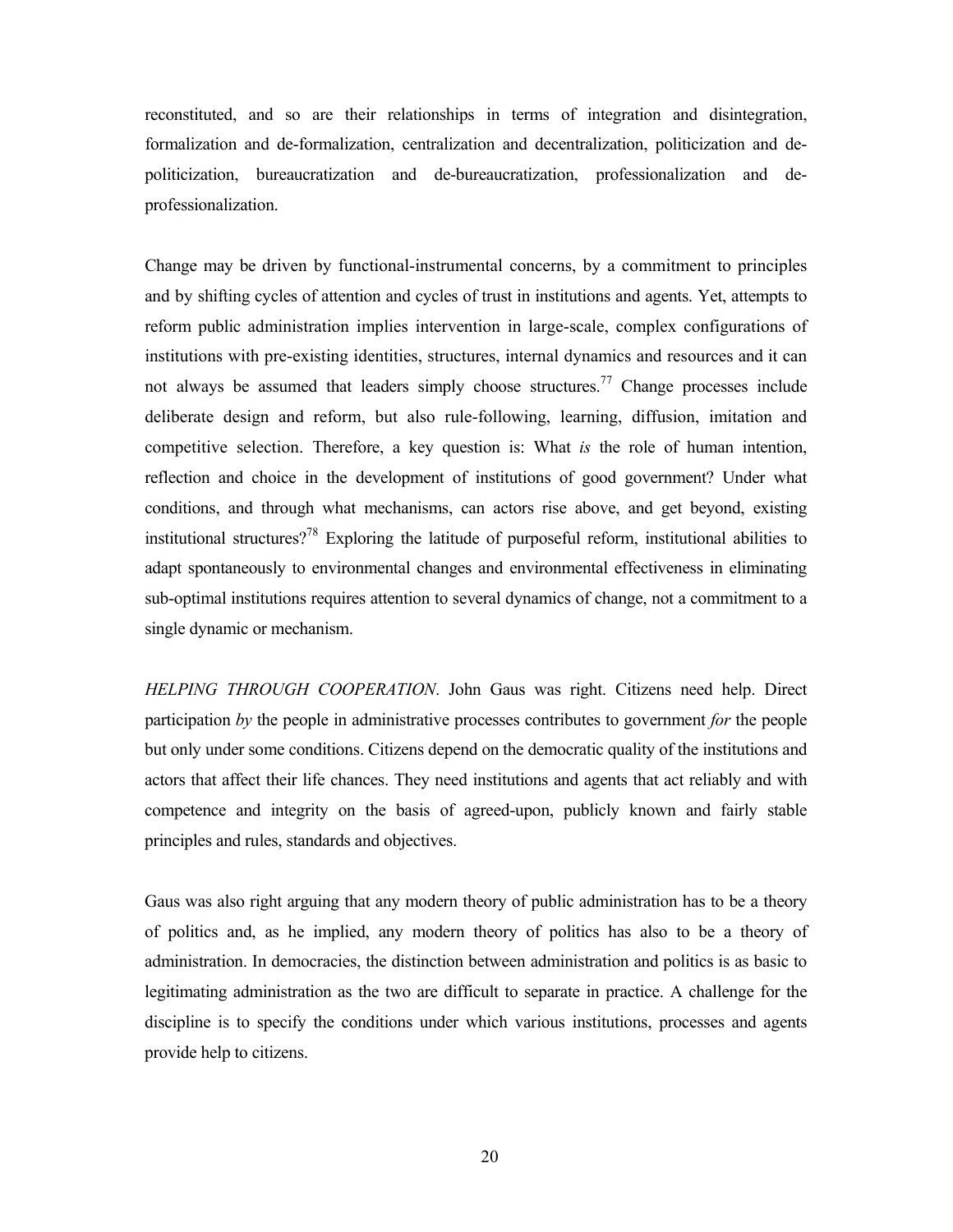reconstituted, and so are their relationships in terms of integration and disintegration, formalization and de-formalization, centralization and decentralization, politicization and de-politicization, bureaucratization and de-bureaucratization, professionalization and de-professionalization.

Change may be driven by functional-instrumental concerns, by a commitment to principles and by shifting cycles of attention and cycles of trust in institutions and agents. Yet, attempts to reform public administration implies intervention in large-scale, complex configurations of institutions with pre-existing identities, structures, internal dynamics and resources and it can not always be assumed that leaders simply choose structures.[77] Change processes include deliberate design and reform, but also rule-following, learning, diffusion, imitation and competitive selection. Therefore, a key question is: What *is* the role of human intention, reflection and choice in the development of institutions of good government? Under what conditions, and through what mechanisms, can actors rise above, and get beyond, existing institutional structures?[78] Exploring the latitude of purposeful reform, institutional abilities to adapt spontaneously to environmental changes and environmental effectiveness in eliminating sub-optimal institutions requires attention to several dynamics of change, not a commitment to a single dynamic or mechanism.

*HELPING THROUGH COOPERATION*. John Gaus was right. Citizens need help. Direct participation *by* the people in administrative processes contributes to government *for* the people but only under some conditions. Citizens depend on the democratic quality of the institutions and actors that affect their life chances. They need institutions and agents that act reliably and with competence and integrity on the basis of agreed-upon, publicly known and fairly stable principles and rules, standards and objectives.

Gaus was also right arguing that any modern theory of public administration has to be a theory of politics and, as he implied, any modern theory of politics has also to be a theory of administration. In democracies, the distinction between administration and politics is as basic to legitimating administration as the two are difficult to separate in practice. A challenge for the discipline is to specify the conditions under which various institutions, processes and agents provide help to citizens.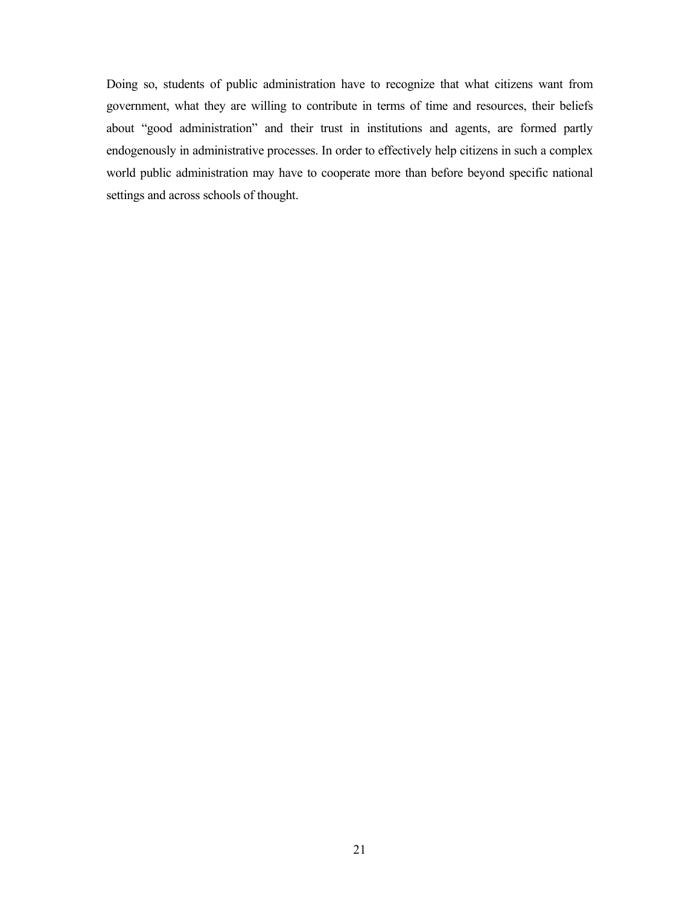Doing so, students of public administration have to recognize that what citizens want from government, what they are willing to contribute in terms of time and resources, their beliefs about "good administration" and their trust in institutions and agents, are formed partly endogenously in administrative processes. In order to effectively help citizens in such a complex world public administration may have to cooperate more than before beyond specific national settings and across schools of thought.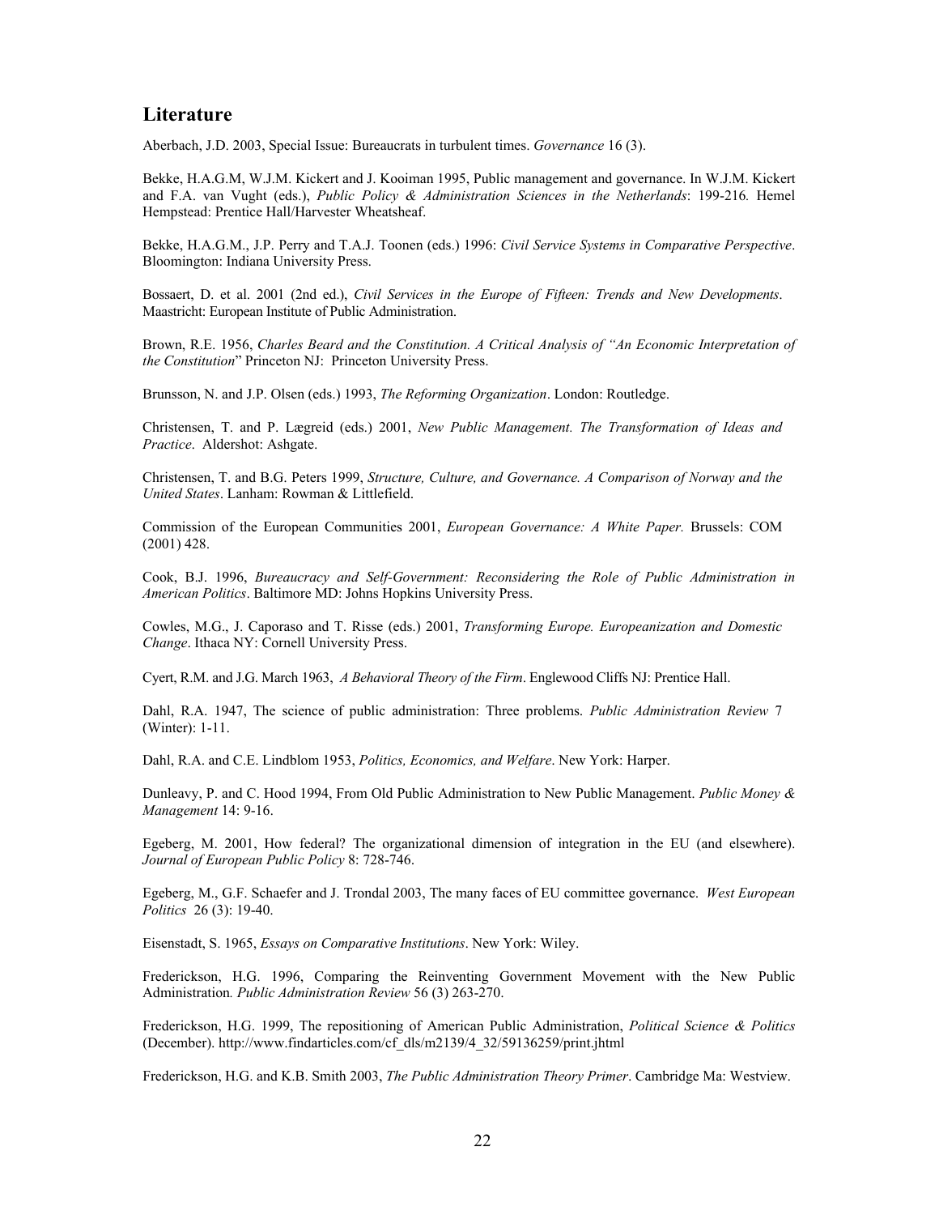## Literature

Aberbach, J.D. 2003, Special Issue: Bureaucrats in turbulent times. *Governance* 16 (3).

Bekke, H.A.G.M, W.J.M. Kickert and J. Kooiman 1995, Public management and governance. In W.J.M. Kickert and F.A. van Vught (eds.), *Public Policy & Administration Sciences in the Netherlands*: 199-216. Hemel Hempstead: Prentice Hall/Harvester Wheatsheaf.

Bekke, H.A.G.M., J.P. Perry and T.A.J. Toonen (eds.) 1996: *Civil Service Systems in Comparative Perspective*. Bloomington: Indiana University Press.

Bossaert, D. et al. 2001 (2nd ed.), *Civil Services in the Europe of Fifteen: Trends and New Developments*. Maastricht: European Institute of Public Administration.

Brown, R.E. 1956, *Charles Beard and the Constitution. A Critical Analysis of "An Economic Interpretation of the Constitution*" Princeton NJ: Princeton University Press.

Brunsson, N. and J.P. Olsen (eds.) 1993, *The Reforming Organization*. London: Routledge.

Christensen, T. and P. Lægreid (eds.) 2001, *New Public Management. The Transformation of Ideas and Practice*. Aldershot: Ashgate.

Christensen, T. and B.G. Peters 1999, *Structure, Culture, and Governance. A Comparison of Norway and the United States*. Lanham: Rowman & Littlefield.

Commission of the European Communities 2001, *European Governance: A White Paper.* Brussels: COM (2001) 428.

Cook, B.J. 1996, *Bureaucracy and Self-Government: Reconsidering the Role of Public Administration in American Politics*. Baltimore MD: Johns Hopkins University Press.

Cowles, M.G., J. Caporaso and T. Risse (eds.) 2001, *Transforming Europe. Europeanization and Domestic Change*. Ithaca NY: Cornell University Press.

Cyert, R.M. and J.G. March 1963, *A Behavioral Theory of the Firm*. Englewood Cliffs NJ: Prentice Hall.

Dahl, R.A. 1947, The science of public administration: Three problems. *Public Administration Review* 7 (Winter): 1-11.

Dahl, R.A. and C.E. Lindblom 1953, *Politics, Economics, and Welfare*. New York: Harper.

Dunleavy, P. and C. Hood 1994, From Old Public Administration to New Public Management. *Public Money & Management* 14: 9-16.

Egeberg, M. 2001, How federal? The organizational dimension of integration in the EU (and elsewhere). *Journal of European Public Policy* 8: 728-746.

Egeberg, M., G.F. Schaefer and J. Trondal 2003, The many faces of EU committee governance. *West European Politics* 26 (3): 19-40.

Eisenstadt, S. 1965, *Essays on Comparative Institutions*. New York: Wiley.

Frederickson, H.G. 1996, Comparing the Reinventing Government Movement with the New Public Administration*. Public Administration Review* 56 (3) 263-270.

Frederickson, H.G. 1999, The repositioning of American Public Administration, *Political Science & Politics* (December). http://www.findarticles.com/cf_dls/m2139/4_32/59136259/print.jhtml

Frederickson, H.G. and K.B. Smith 2003, *The Public Administration Theory Primer*. Cambridge Ma: Westview.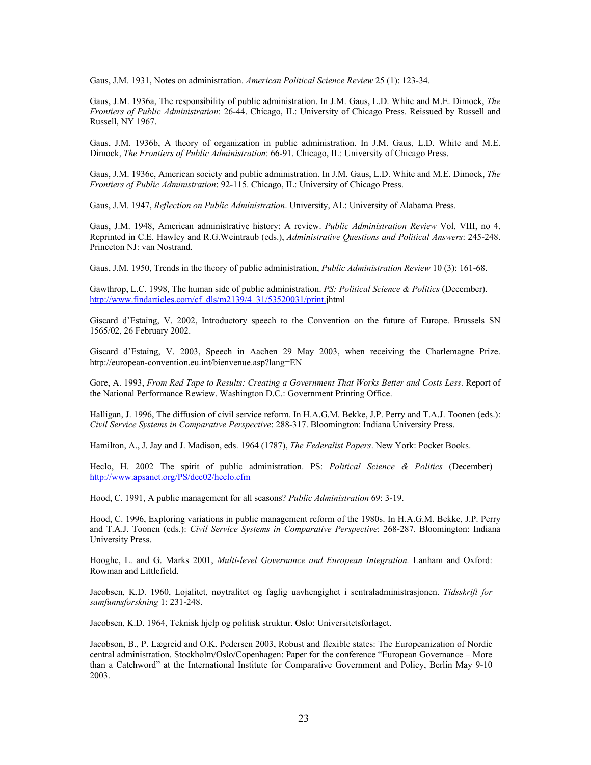Gaus, J.M. 1931, Notes on administration. *American Political Science Review* 25 (1): 123-34.

Gaus, J.M. 1936a, The responsibility of public administration. In J.M. Gaus, L.D. White and M.E. Dimock, *The Frontiers of Public Administration*: 26-44. Chicago, IL: University of Chicago Press. Reissued by Russell and Russell, NY 1967.

Gaus, J.M. 1936b, A theory of organization in public administration. In J.M. Gaus, L.D. White and M.E. Dimock, *The Frontiers of Public Administration*: 66-91. Chicago, IL: University of Chicago Press.

Gaus, J.M. 1936c, American society and public administration. In J.M. Gaus, L.D. White and M.E. Dimock, *The Frontiers of Public Administration*: 92-115. Chicago, IL: University of Chicago Press.

Gaus, J.M. 1947, *Reflection on Public Administration*. University, AL: University of Alabama Press.

Gaus, J.M. 1948, American administrative history: A review. *Public Administration Review* Vol. VIII, no 4. Reprinted in C.E. Hawley and R.G.Weintraub (eds.), *Administrative Questions and Political Answers*: 245-248. Princeton NJ: van Nostrand.

Gaus, J.M. 1950, Trends in the theory of public administration, *Public Administration Review* 10 (3): 161-68.

Gawthrop, L.C. 1998, The human side of public administration. *PS: Political Science & Politics* (December). http://www.findarticles.com/cf_dls/m2139/4_31/53520031/print.jhtml

Giscard d'Estaing, V. 2002, Introductory speech to the Convention on the future of Europe. Brussels SN 1565/02, 26 February 2002.

Giscard d'Estaing, V. 2003, Speech in Aachen 29 May 2003, when receiving the Charlemagne Prize. http://european-convention.eu.int/bienvenue.asp?lang=EN

Gore, A. 1993, *From Red Tape to Results: Creating a Government That Works Better and Costs Less*. Report of the National Performance Rewiew. Washington D.C.: Government Printing Office.

Halligan, J. 1996, The diffusion of civil service reform. In H.A.G.M. Bekke, J.P. Perry and T.A.J. Toonen (eds.): *Civil Service Systems in Comparative Perspective*: 288-317. Bloomington: Indiana University Press.

Hamilton, A., J. Jay and J. Madison, eds. 1964 (1787), *The Federalist Papers*. New York: Pocket Books.

Heclo, H. 2002 The spirit of public administration. PS: *Political Science & Politics* (December) http://www.apsanet.org/PS/dec02/heclo.cfm

Hood, C. 1991, A public management for all seasons? *Public Administration* 69: 3-19.

Hood, C. 1996, Exploring variations in public management reform of the 1980s. In H.A.G.M. Bekke, J.P. Perry and T.A.J. Toonen (eds.): *Civil Service Systems in Comparative Perspective*: 268-287. Bloomington: Indiana University Press.

Hooghe, L. and G. Marks 2001, *Multi-level Governance and European Integration.* Lanham and Oxford: Rowman and Littlefield.

Jacobsen, K.D. 1960, Lojalitet, nøytralitet og faglig uavhengighet i sentraladministrasjonen. *Tidsskrift for samfunnsforskning* 1: 231-248.

Jacobsen, K.D. 1964, Teknisk hjelp og politisk struktur. Oslo: Universitetsforlaget.

Jacobson, B., P. Lægreid and O.K. Pedersen 2003, Robust and flexible states: The Europeanization of Nordic central administration. Stockholm/Oslo/Copenhagen: Paper for the conference "European Governance – More than a Catchword" at the International Institute for Comparative Government and Policy, Berlin May 9-10 2003.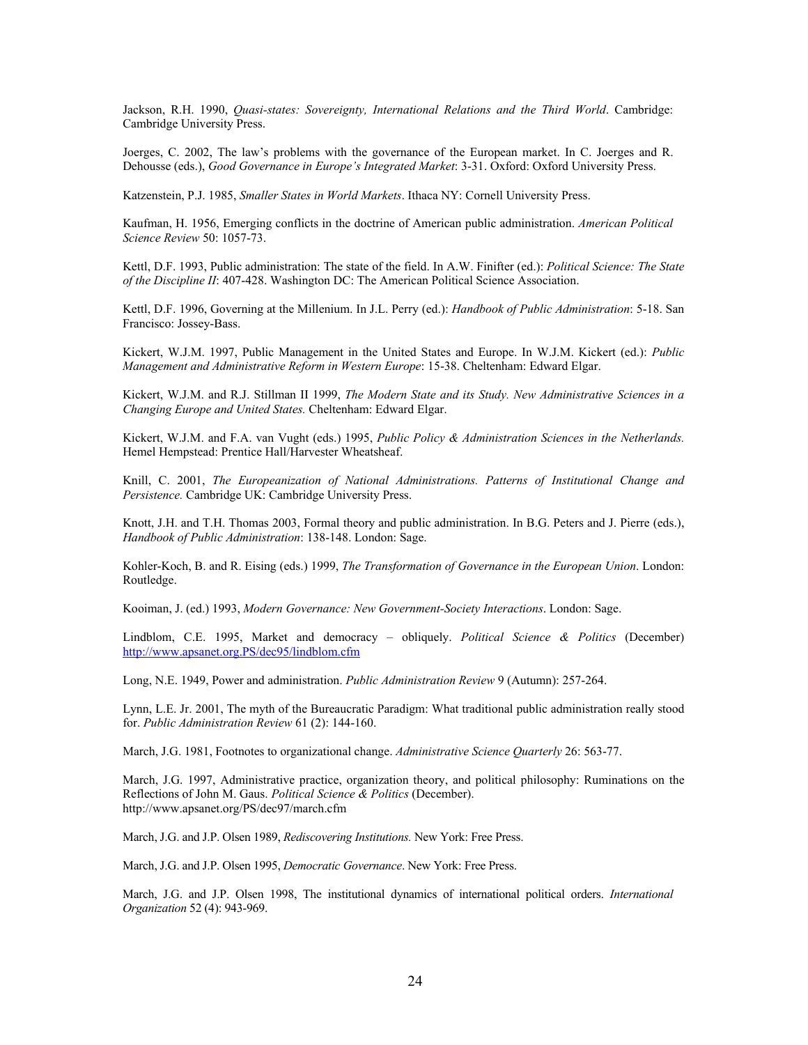Jackson, R.H. 1990, *Quasi-states: Sovereignty, International Relations and the Third World*. Cambridge: Cambridge University Press.

Joerges, C. 2002, The law's problems with the governance of the European market. In C. Joerges and R. Dehousse (eds.), *Good Governance in Europe's Integrated Market*: 3-31. Oxford: Oxford University Press.

Katzenstein, P.J. 1985, *Smaller States in World Markets*. Ithaca NY: Cornell University Press.

Kaufman, H. 1956, Emerging conflicts in the doctrine of American public administration. *American Political Science Review* 50: 1057-73.

Kettl, D.F. 1993, Public administration: The state of the field. In A.W. Finifter (ed.): *Political Science: The State of the Discipline II*: 407-428. Washington DC: The American Political Science Association.

Kettl, D.F. 1996, Governing at the Millenium. In J.L. Perry (ed.): *Handbook of Public Administration*: 5-18. San Francisco: Jossey-Bass.

Kickert, W.J.M. 1997, Public Management in the United States and Europe. In W.J.M. Kickert (ed.): *Public Management and Administrative Reform in Western Europe*: 15-38. Cheltenham: Edward Elgar.

Kickert, W.J.M. and R.J. Stillman II 1999, *The Modern State and its Study. New Administrative Sciences in a Changing Europe and United States.* Cheltenham: Edward Elgar.

Kickert, W.J.M. and F.A. van Vught (eds.) 1995, *Public Policy & Administration Sciences in the Netherlands.* Hemel Hempstead: Prentice Hall/Harvester Wheatsheaf.

Knill, C. 2001, *The Europeanization of National Administrations. Patterns of Institutional Change and Persistence.* Cambridge UK: Cambridge University Press.

Knott, J.H. and T.H. Thomas 2003, Formal theory and public administration. In B.G. Peters and J. Pierre (eds.), *Handbook of Public Administration*: 138-148. London: Sage.

Kohler-Koch, B. and R. Eising (eds.) 1999, *The Transformation of Governance in the European Union*. London: Routledge.

Kooiman, J. (ed.) 1993, *Modern Governance: New Government-Society Interactions*. London: Sage.

Lindblom, C.E. 1995, Market and democracy – obliquely. *Political Science & Politics* (December) http://www.apsanet.org.PS/dec95/lindblom.cfm

Long, N.E. 1949, Power and administration. *Public Administration Review* 9 (Autumn): 257-264.

Lynn, L.E. Jr. 2001, The myth of the Bureaucratic Paradigm: What traditional public administration really stood for. *Public Administration Review* 61 (2): 144-160.

March, J.G. 1981, Footnotes to organizational change. *Administrative Science Quarterly* 26: 563-77.

March, J.G. 1997, Administrative practice, organization theory, and political philosophy: Ruminations on the Reflections of John M. Gaus. *Political Science & Politics* (December). http://www.apsanet.org/PS/dec97/march.cfm

March, J.G. and J.P. Olsen 1989, *Rediscovering Institutions.* New York: Free Press.

March, J.G. and J.P. Olsen 1995, *Democratic Governance*. New York: Free Press.

March, J.G. and J.P. Olsen 1998, The institutional dynamics of international political orders. *International Organization* 52 (4): 943-969.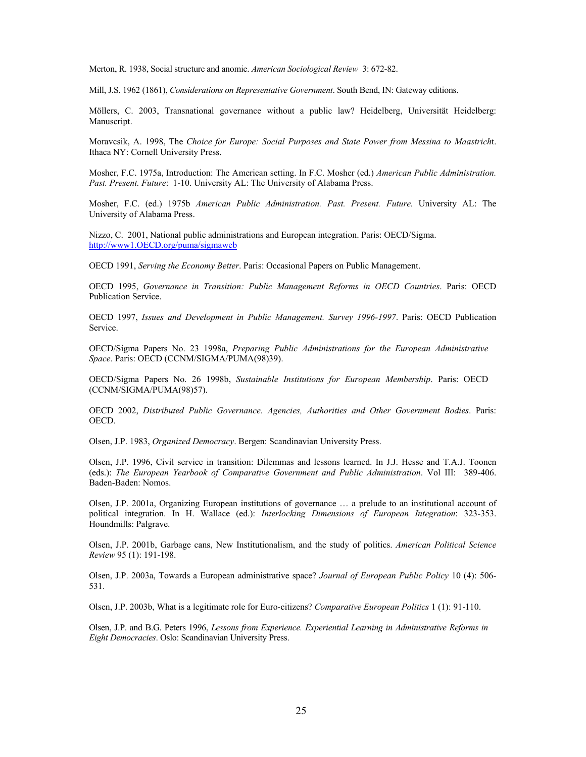Merton, R. 1938, Social structure and anomie. *American Sociological Review* 3: 672-82.

Mill, J.S. 1962 (1861), *Considerations on Representative Government*. South Bend, IN: Gateway editions.

Möllers, C. 2003, Transnational governance without a public law? Heidelberg, Universität Heidelberg: Manuscript.

Moravcsik, A. 1998, The *Choice for Europe: Social Purposes and State Power from Messina to Maastrich*t. Ithaca NY: Cornell University Press.

Mosher, F.C. 1975a, Introduction: The American setting. In F.C. Mosher (ed.) *American Public Administration. Past. Present. Future*: 1-10. University AL: The University of Alabama Press.

Mosher, F.C. (ed.) 1975b *American Public Administration. Past. Present. Future.* University AL: The University of Alabama Press.

Nizzo, C. 2001, National public administrations and European integration. Paris: OECD/Sigma. http://www1.OECD.org/puma/sigmaweb

OECD 1991, *Serving the Economy Better*. Paris: Occasional Papers on Public Management.

OECD 1995, *Governance in Transition: Public Management Reforms in OECD Countries*. Paris: OECD Publication Service.

OECD 1997, *Issues and Development in Public Management. Survey 1996-1997*. Paris: OECD Publication Service.

OECD/Sigma Papers No. 23 1998a, *Preparing Public Administrations for the European Administrative Space*. Paris: OECD (CCNM/SIGMA/PUMA(98)39).

OECD/Sigma Papers No. 26 1998b, *Sustainable Institutions for European Membership*. Paris: OECD (CCNM/SIGMA/PUMA(98)57).

OECD 2002, *Distributed Public Governance. Agencies, Authorities and Other Government Bodies*. Paris: OECD.

Olsen, J.P. 1983, *Organized Democracy*. Bergen: Scandinavian University Press.

Olsen, J.P. 1996, Civil service in transition: Dilemmas and lessons learned. In J.J. Hesse and T.A.J. Toonen (eds.): *The European Yearbook of Comparative Government and Public Administration*. Vol III: 389-406. Baden-Baden: Nomos.

Olsen, J.P. 2001a, Organizing European institutions of governance … a prelude to an institutional account of political integration. In H. Wallace (ed.): *Interlocking Dimensions of European Integration*: 323-353. Houndmills: Palgrave.

Olsen, J.P. 2001b, Garbage cans, New Institutionalism, and the study of politics. *American Political Science Review* 95 (1): 191-198.

Olsen, J.P. 2003a, Towards a European administrative space? *Journal of European Public Policy* 10 (4): 506-531.

Olsen, J.P. 2003b, What is a legitimate role for Euro-citizens? *Comparative European Politics* 1 (1): 91-110.

Olsen, J.P. and B.G. Peters 1996, *Lessons from Experience. Experiential Learning in Administrative Reforms in Eight Democracies*. Oslo: Scandinavian University Press.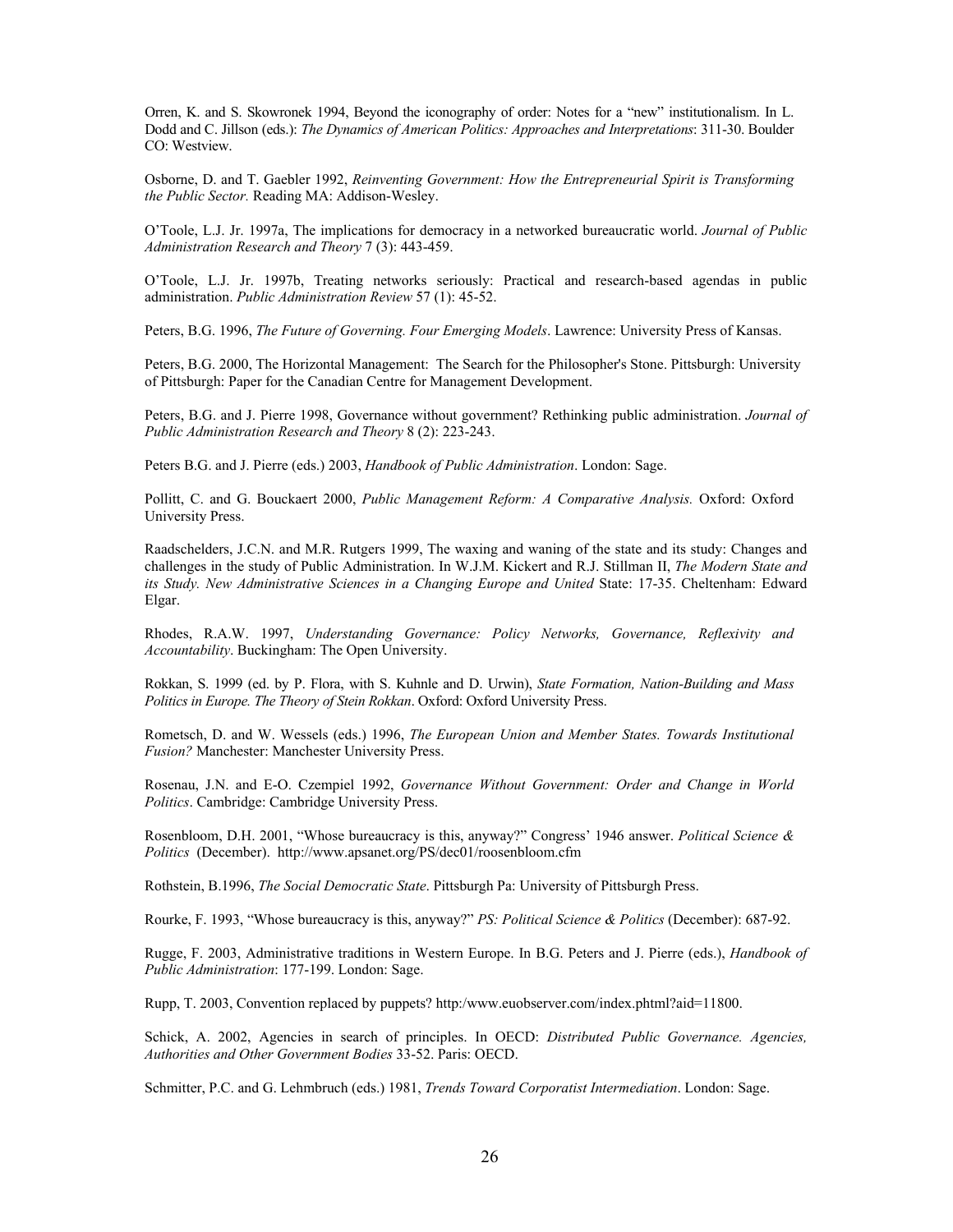Orren, K. and S. Skowronek 1994, Beyond the iconography of order: Notes for a "new" institutionalism. In L. Dodd and C. Jillson (eds.): *The Dynamics of American Politics: Approaches and Interpretations*: 311-30. Boulder CO: Westview.

Osborne, D. and T. Gaebler 1992, *Reinventing Government: How the Entrepreneurial Spirit is Transforming the Public Sector.* Reading MA: Addison-Wesley.

O'Toole, L.J. Jr. 1997a, The implications for democracy in a networked bureaucratic world. *Journal of Public Administration Research and Theory* 7 (3): 443-459.

O'Toole, L.J. Jr. 1997b, Treating networks seriously: Practical and research-based agendas in public administration. *Public Administration Review* 57 (1): 45-52.

Peters, B.G. 1996, *The Future of Governing. Four Emerging Models*. Lawrence: University Press of Kansas.

Peters, B.G. 2000, The Horizontal Management: The Search for the Philosopher's Stone. Pittsburgh: University of Pittsburgh: Paper for the Canadian Centre for Management Development.

Peters, B.G. and J. Pierre 1998, Governance without government? Rethinking public administration. *Journal of Public Administration Research and Theory* 8 (2): 223-243.

Peters B.G. and J. Pierre (eds.) 2003, *Handbook of Public Administration*. London: Sage.

Pollitt, C. and G. Bouckaert 2000, *Public Management Reform: A Comparative Analysis.* Oxford: Oxford University Press.

Raadschelders, J.C.N. and M.R. Rutgers 1999, The waxing and waning of the state and its study: Changes and challenges in the study of Public Administration. In W.J.M. Kickert and R.J. Stillman II, *The Modern State and its Study. New Administrative Sciences in a Changing Europe and United* State: 17-35. Cheltenham: Edward Elgar.

Rhodes, R.A.W. 1997, *Understanding Governance: Policy Networks, Governance, Reflexivity and Accountability*. Buckingham: The Open University.

Rokkan, S. 1999 (ed. by P. Flora, with S. Kuhnle and D. Urwin), *State Formation, Nation-Building and Mass Politics in Europe. The Theory of Stein Rokkan*. Oxford: Oxford University Press.

Rometsch, D. and W. Wessels (eds.) 1996, *The European Union and Member States. Towards Institutional Fusion?* Manchester: Manchester University Press.

Rosenau, J.N. and E-O. Czempiel 1992, *Governance Without Government: Order and Change in World Politics*. Cambridge: Cambridge University Press.

Rosenbloom, D.H. 2001, "Whose bureaucracy is this, anyway?" Congress' 1946 answer. *Political Science & Politics* (December). http://www.apsanet.org/PS/dec01/roosenbloom.cfm

Rothstein, B.1996, *The Social Democratic State*. Pittsburgh Pa: University of Pittsburgh Press.

Rourke, F. 1993, "Whose bureaucracy is this, anyway?" *PS: Political Science & Politics* (December): 687-92.

Rugge, F. 2003, Administrative traditions in Western Europe. In B.G. Peters and J. Pierre (eds.), *Handbook of Public Administration*: 177-199. London: Sage.

Rupp, T. 2003, Convention replaced by puppets? http:/www.euobserver.com/index.phtml?aid=11800.

Schick, A. 2002, Agencies in search of principles. In OECD: *Distributed Public Governance. Agencies, Authorities and Other Government Bodies* 33-52. Paris: OECD.

Schmitter, P.C. and G. Lehmbruch (eds.) 1981, *Trends Toward Corporatist Intermediation*. London: Sage.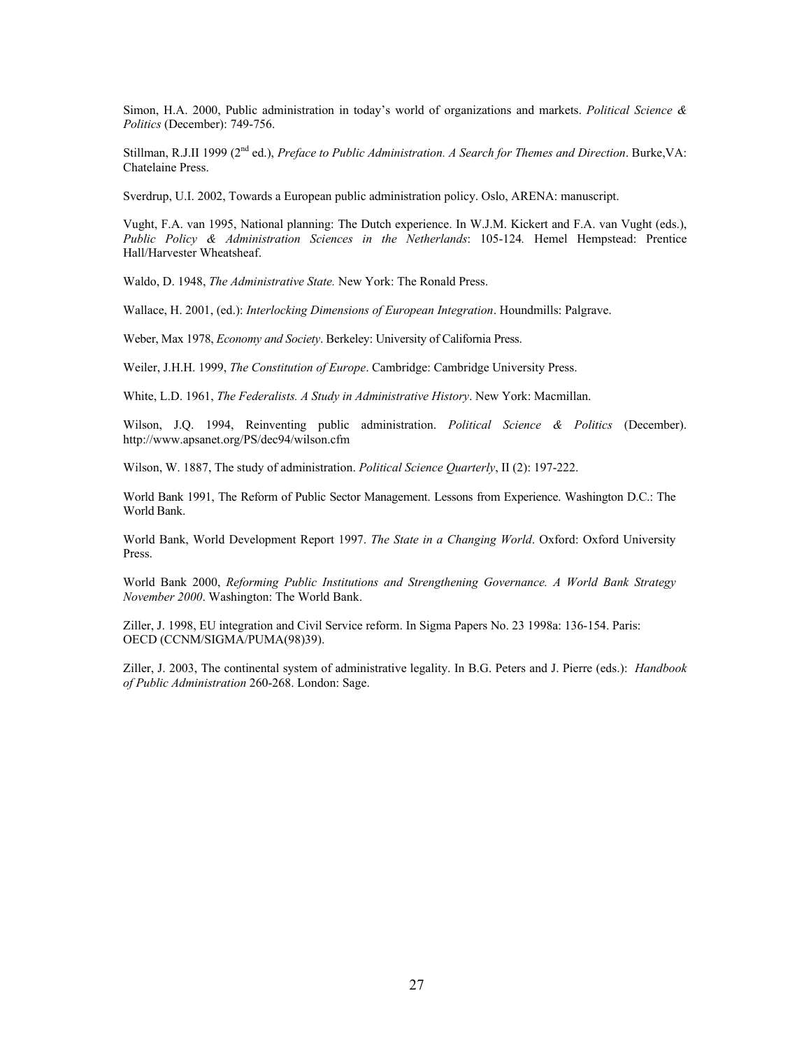Simon, H.A. 2000, Public administration in today's world of organizations and markets. *Political Science & Politics* (December): 749-756.

Stillman, R.J.II 1999 (2nd ed.), *Preface to Public Administration. A Search for Themes and Direction*. Burke,VA: Chatelaine Press.

Sverdrup, U.I. 2002, Towards a European public administration policy. Oslo, ARENA: manuscript.

Vught, F.A. van 1995, National planning: The Dutch experience. In W.J.M. Kickert and F.A. van Vught (eds.), *Public Policy & Administration Sciences in the Netherlands*: 105-124*.* Hemel Hempstead: Prentice Hall/Harvester Wheatsheaf.

Waldo, D. 1948, *The Administrative State.* New York: The Ronald Press.

Wallace, H. 2001, (ed.): *Interlocking Dimensions of European Integration*. Houndmills: Palgrave.

Weber, Max 1978, *Economy and Society*. Berkeley: University of California Press.

Weiler, J.H.H. 1999, *The Constitution of Europe*. Cambridge: Cambridge University Press.

White, L.D. 1961, *The Federalists. A Study in Administrative History*. New York: Macmillan.

Wilson, J.Q. 1994, Reinventing public administration. *Political Science & Politics* (December). http://www.apsanet.org/PS/dec94/wilson.cfm

Wilson, W. 1887, The study of administration. *Political Science Quarterly*, II (2): 197-222.

World Bank 1991, The Reform of Public Sector Management. Lessons from Experience. Washington D.C.: The World Bank.

World Bank, World Development Report 1997. *The State in a Changing World*. Oxford: Oxford University Press.

World Bank 2000, *Reforming Public Institutions and Strengthening Governance. A World Bank Strategy November 2000*. Washington: The World Bank.

Ziller, J. 1998, EU integration and Civil Service reform. In Sigma Papers No. 23 1998a: 136-154. Paris: OECD (CCNM/SIGMA/PUMA(98)39).

Ziller, J. 2003, The continental system of administrative legality. In B.G. Peters and J. Pierre (eds.): *Handbook of Public Administration* 260-268. London: Sage.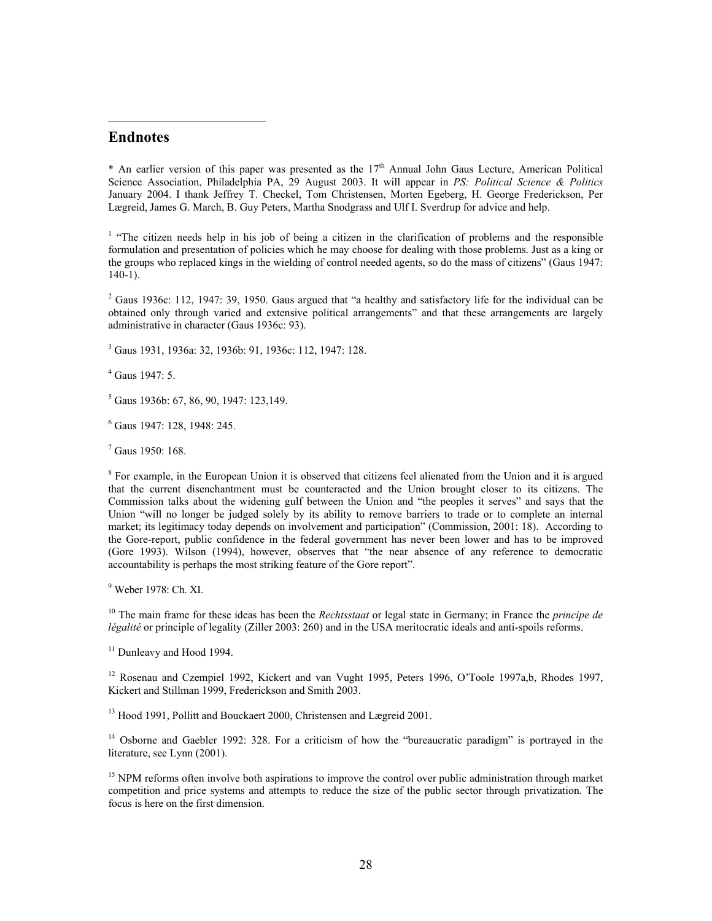## Endnotes

* An earlier version of this paper was presented as the 17th Annual John Gaus Lecture, American Political Science Association, Philadelphia PA, 29 August 2003. It will appear in *PS: Political Science & Politics* January 2004. I thank Jeffrey T. Checkel, Tom Christensen, Morten Egeberg, H. George Frederickson, Per Lægreid, James G. March, B. Guy Peters, Martha Snodgrass and Ulf I. Sverdrup for advice and help.

[1] "The citizen needs help in his job of being a citizen in the clarification of problems and the responsible formulation and presentation of policies which he may choose for dealing with those problems. Just as a king or the groups who replaced kings in the wielding of control needed agents, so do the mass of citizens" (Gaus 1947: 140-1).

[2] Gaus 1936c: 112, 1947: 39, 1950. Gaus argued that "a healthy and satisfactory life for the individual can be obtained only through varied and extensive political arrangements" and that these arrangements are largely administrative in character (Gaus 1936c: 93).

[3] Gaus 1931, 1936a: 32, 1936b: 91, 1936c: 112, 1947: 128.

[4] Gaus 1947: 5.

[5] Gaus 1936b: 67, 86, 90, 1947: 123,149.

[6] Gaus 1947: 128, 1948: 245.

[7] Gaus 1950: 168.

[8] For example, in the European Union it is observed that citizens feel alienated from the Union and it is argued that the current disenchantment must be counteracted and the Union brought closer to its citizens. The Commission talks about the widening gulf between the Union and "the peoples it serves" and says that the Union "will no longer be judged solely by its ability to remove barriers to trade or to complete an internal market; its legitimacy today depends on involvement and participation" (Commission, 2001: 18). According to the Gore-report, public confidence in the federal government has never been lower and has to be improved (Gore 1993). Wilson (1994), however, observes that "the near absence of any reference to democratic accountability is perhaps the most striking feature of the Gore report".

[9] Weber 1978: Ch. XI.

[10] The main frame for these ideas has been the *Rechtsstaat* or legal state in Germany; in France the *principe de légalité* or principle of legality (Ziller 2003: 260) and in the USA meritocratic ideals and anti-spoils reforms.

[11] Dunleavy and Hood 1994.

[12] Rosenau and Czempiel 1992, Kickert and van Vught 1995, Peters 1996, O'Toole 1997a,b, Rhodes 1997, Kickert and Stillman 1999, Frederickson and Smith 2003.

[13] Hood 1991, Pollitt and Bouckaert 2000, Christensen and Lægreid 2001.

[14] Osborne and Gaebler 1992: 328. For a criticism of how the "bureaucratic paradigm" is portrayed in the literature, see Lynn (2001).

[15] NPM reforms often involve both aspirations to improve the control over public administration through market competition and price systems and attempts to reduce the size of the public sector through privatization. The focus is here on the first dimension.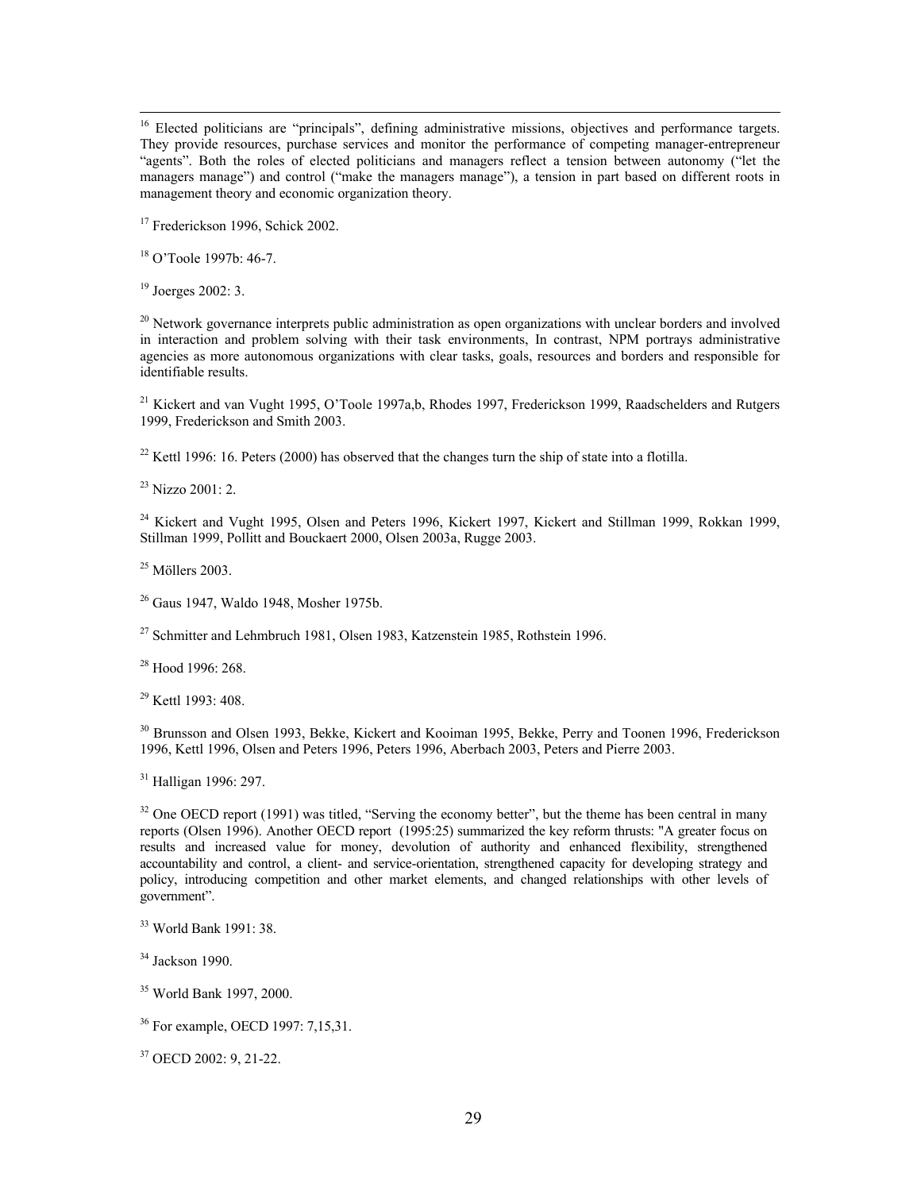[16] Elected politicians are "principals", defining administrative missions, objectives and performance targets. They provide resources, purchase services and monitor the performance of competing manager-entrepreneur "agents". Both the roles of elected politicians and managers reflect a tension between autonomy ("let the managers manage") and control ("make the managers manage"), a tension in part based on different roots in management theory and economic organization theory.

[17] Frederickson 1996, Schick 2002.

[18] O'Toole 1997b: 46-7.

[19] Joerges 2002: 3.

[20] Network governance interprets public administration as open organizations with unclear borders and involved in interaction and problem solving with their task environments, In contrast, NPM portrays administrative agencies as more autonomous organizations with clear tasks, goals, resources and borders and responsible for identifiable results.

[21] Kickert and van Vught 1995, O'Toole 1997a,b, Rhodes 1997, Frederickson 1999, Raadschelders and Rutgers 1999, Frederickson and Smith 2003.

[22] Kettl 1996: 16. Peters (2000) has observed that the changes turn the ship of state into a flotilla.

[23] Nizzo 2001: 2.

[24] Kickert and Vught 1995, Olsen and Peters 1996, Kickert 1997, Kickert and Stillman 1999, Rokkan 1999, Stillman 1999, Pollitt and Bouckaert 2000, Olsen 2003a, Rugge 2003.

[25] Möllers 2003.

[26] Gaus 1947, Waldo 1948, Mosher 1975b.

[27] Schmitter and Lehmbruch 1981, Olsen 1983, Katzenstein 1985, Rothstein 1996.

[28] Hood 1996: 268.

[29] Kettl 1993: 408.

[30] Brunsson and Olsen 1993, Bekke, Kickert and Kooiman 1995, Bekke, Perry and Toonen 1996, Frederickson 1996, Kettl 1996, Olsen and Peters 1996, Peters 1996, Aberbach 2003, Peters and Pierre 2003.

[31] Halligan 1996: 297.

[32] One OECD report (1991) was titled, "Serving the economy better", but the theme has been central in many reports (Olsen 1996). Another OECD report (1995:25) summarized the key reform thrusts: "A greater focus on results and increased value for money, devolution of authority and enhanced flexibility, strengthened accountability and control, a client- and service-orientation, strengthened capacity for developing strategy and policy, introducing competition and other market elements, and changed relationships with other levels of government".

[33] World Bank 1991: 38.

[34] Jackson 1990.

[35] World Bank 1997, 2000.

[36] For example, OECD 1997: 7,15,31.

[37] OECD 2002: 9, 21-22.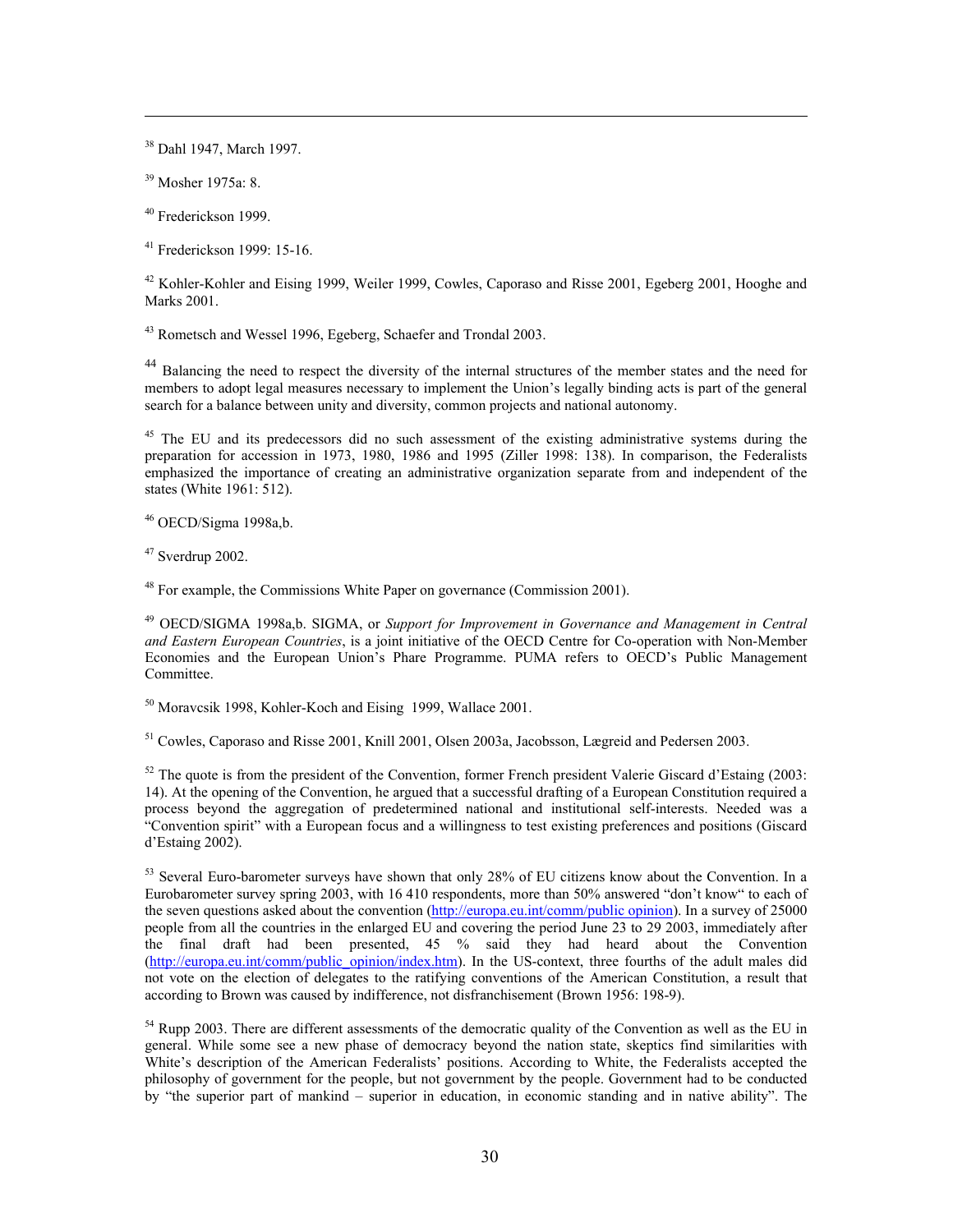[38] Dahl 1947, March 1997.

[39] Mosher 1975a: 8.

[40] Frederickson 1999.

[41] Frederickson 1999: 15-16.

[42] Kohler-Kohler and Eising 1999, Weiler 1999, Cowles, Caporaso and Risse 2001, Egeberg 2001, Hooghe and Marks 2001.

[43] Rometsch and Wessel 1996, Egeberg, Schaefer and Trondal 2003.

[44] Balancing the need to respect the diversity of the internal structures of the member states and the need for members to adopt legal measures necessary to implement the Union's legally binding acts is part of the general search for a balance between unity and diversity, common projects and national autonomy.

[45] The EU and its predecessors did no such assessment of the existing administrative systems during the preparation for accession in 1973, 1980, 1986 and 1995 (Ziller 1998: 138). In comparison, the Federalists emphasized the importance of creating an administrative organization separate from and independent of the states (White 1961: 512).

[46] OECD/Sigma 1998a,b.

[47] Sverdrup 2002.

[48] For example, the Commissions White Paper on governance (Commission 2001).

[49] OECD/SIGMA 1998a,b. SIGMA, or *Support for Improvement in Governance and Management in Central and Eastern European Countries*, is a joint initiative of the OECD Centre for Co-operation with Non-Member Economies and the European Union's Phare Programme. PUMA refers to OECD's Public Management Committee.

[50] Moravcsik 1998, Kohler-Koch and Eising 1999, Wallace 2001.

[51] Cowles, Caporaso and Risse 2001, Knill 2001, Olsen 2003a, Jacobsson, Lægreid and Pedersen 2003.

[52] The quote is from the president of the Convention, former French president Valerie Giscard d'Estaing (2003: 14). At the opening of the Convention, he argued that a successful drafting of a European Constitution required a process beyond the aggregation of predetermined national and institutional self-interests. Needed was a "Convention spirit" with a European focus and a willingness to test existing preferences and positions (Giscard d'Estaing 2002).

[53] Several Euro-barometer surveys have shown that only 28% of EU citizens know about the Convention. In a Eurobarometer survey spring 2003, with 16 410 respondents, more than 50% answered "don't know" to each of the seven questions asked about the convention (http://europa.eu.int/comm/public opinion). In a survey of 25000 people from all the countries in the enlarged EU and covering the period June 23 to 29 2003, immediately after the final draft had been presented, 45 % said they had heard about the Convention (http://europa.eu.int/comm/public_opinion/index.htm). In the US-context, three fourths of the adult males did not vote on the election of delegates to the ratifying conventions of the American Constitution, a result that according to Brown was caused by indifference, not disfranchisement (Brown 1956: 198-9).

[54] Rupp 2003. There are different assessments of the democratic quality of the Convention as well as the EU in general. While some see a new phase of democracy beyond the nation state, skeptics find similarities with White's description of the American Federalists' positions. According to White, the Federalists accepted the philosophy of government for the people, but not government by the people. Government had to be conducted by "the superior part of mankind – superior in education, in economic standing and in native ability". The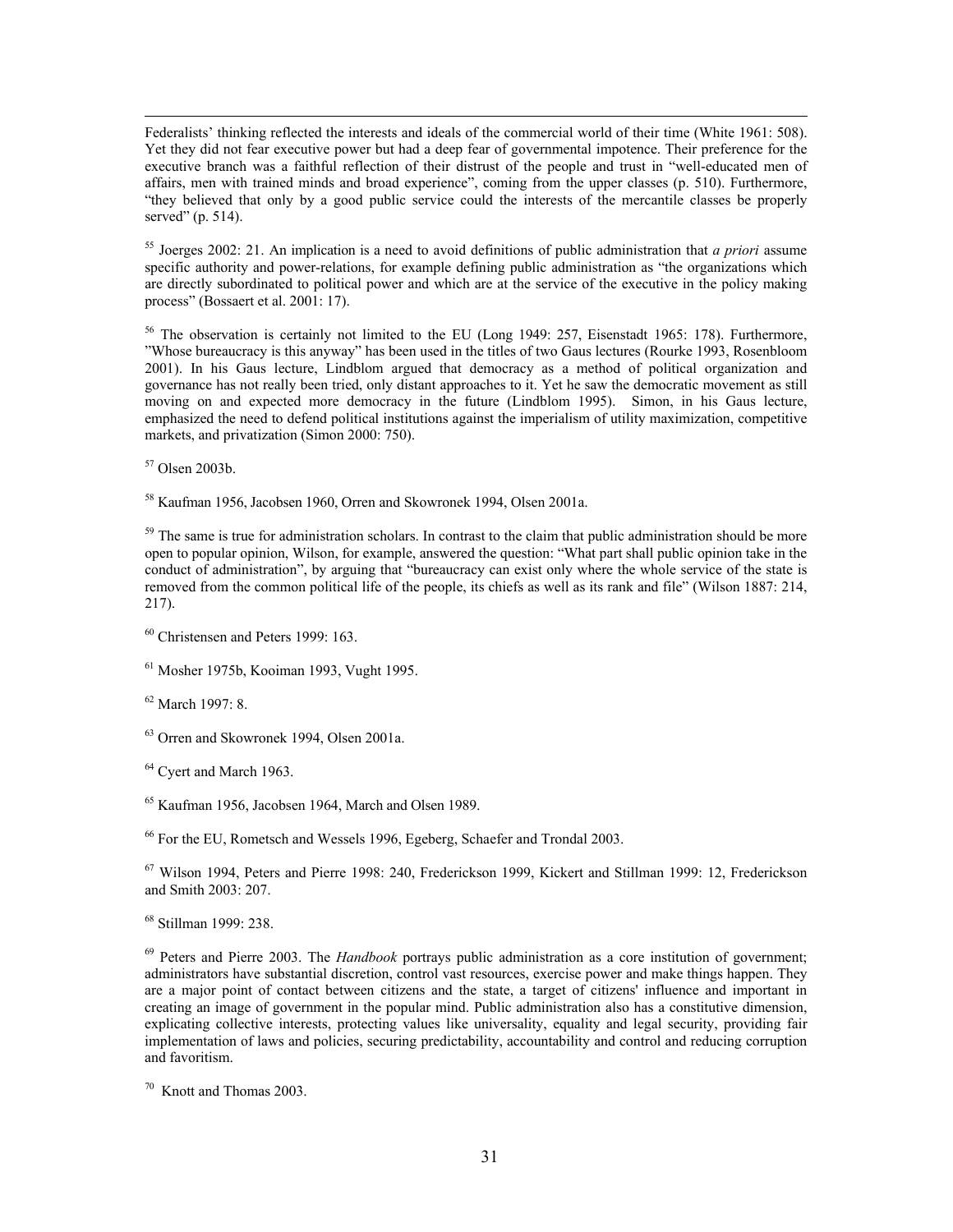Federalists' thinking reflected the interests and ideals of the commercial world of their time (White 1961: 508). Yet they did not fear executive power but had a deep fear of governmental impotence. Their preference for the executive branch was a faithful reflection of their distrust of the people and trust in "well-educated men of affairs, men with trained minds and broad experience", coming from the upper classes (p. 510). Furthermore, "they believed that only by a good public service could the interests of the mercantile classes be properly served" (p. 514).

[55] Joerges 2002: 21. An implication is a need to avoid definitions of public administration that *a priori* assume specific authority and power-relations, for example defining public administration as "the organizations which are directly subordinated to political power and which are at the service of the executive in the policy making process" (Bossaert et al. 2001: 17).

[56] The observation is certainly not limited to the EU (Long 1949: 257, Eisenstadt 1965: 178). Furthermore, "Whose bureaucracy is this anyway" has been used in the titles of two Gaus lectures (Rourke 1993, Rosenbloom 2001). In his Gaus lecture, Lindblom argued that democracy as a method of political organization and governance has not really been tried, only distant approaches to it. Yet he saw the democratic movement as still moving on and expected more democracy in the future (Lindblom 1995). Simon, in his Gaus lecture, emphasized the need to defend political institutions against the imperialism of utility maximization, competitive markets, and privatization (Simon 2000: 750).

[57] Olsen 2003b.

[58] Kaufman 1956, Jacobsen 1960, Orren and Skowronek 1994, Olsen 2001a.

[59] The same is true for administration scholars. In contrast to the claim that public administration should be more open to popular opinion, Wilson, for example, answered the question: "What part shall public opinion take in the conduct of administration", by arguing that "bureaucracy can exist only where the whole service of the state is removed from the common political life of the people, its chiefs as well as its rank and file" (Wilson 1887: 214, 217).

[60] Christensen and Peters 1999: 163.

[61] Mosher 1975b, Kooiman 1993, Vught 1995.

[62] March 1997: 8.

[63] Orren and Skowronek 1994, Olsen 2001a.

[64] Cyert and March 1963.

[65] Kaufman 1956, Jacobsen 1964, March and Olsen 1989.

[66] For the EU, Rometsch and Wessels 1996, Egeberg, Schaefer and Trondal 2003.

[67] Wilson 1994, Peters and Pierre 1998: 240, Frederickson 1999, Kickert and Stillman 1999: 12, Frederickson and Smith 2003: 207.

[68] Stillman 1999: 238.

[69] Peters and Pierre 2003. The *Handbook* portrays public administration as a core institution of government; administrators have substantial discretion, control vast resources, exercise power and make things happen. They are a major point of contact between citizens and the state, a target of citizens' influence and important in creating an image of government in the popular mind. Public administration also has a constitutive dimension, explicating collective interests, protecting values like universality, equality and legal security, providing fair implementation of laws and policies, securing predictability, accountability and control and reducing corruption and favoritism.

[70] Knott and Thomas 2003.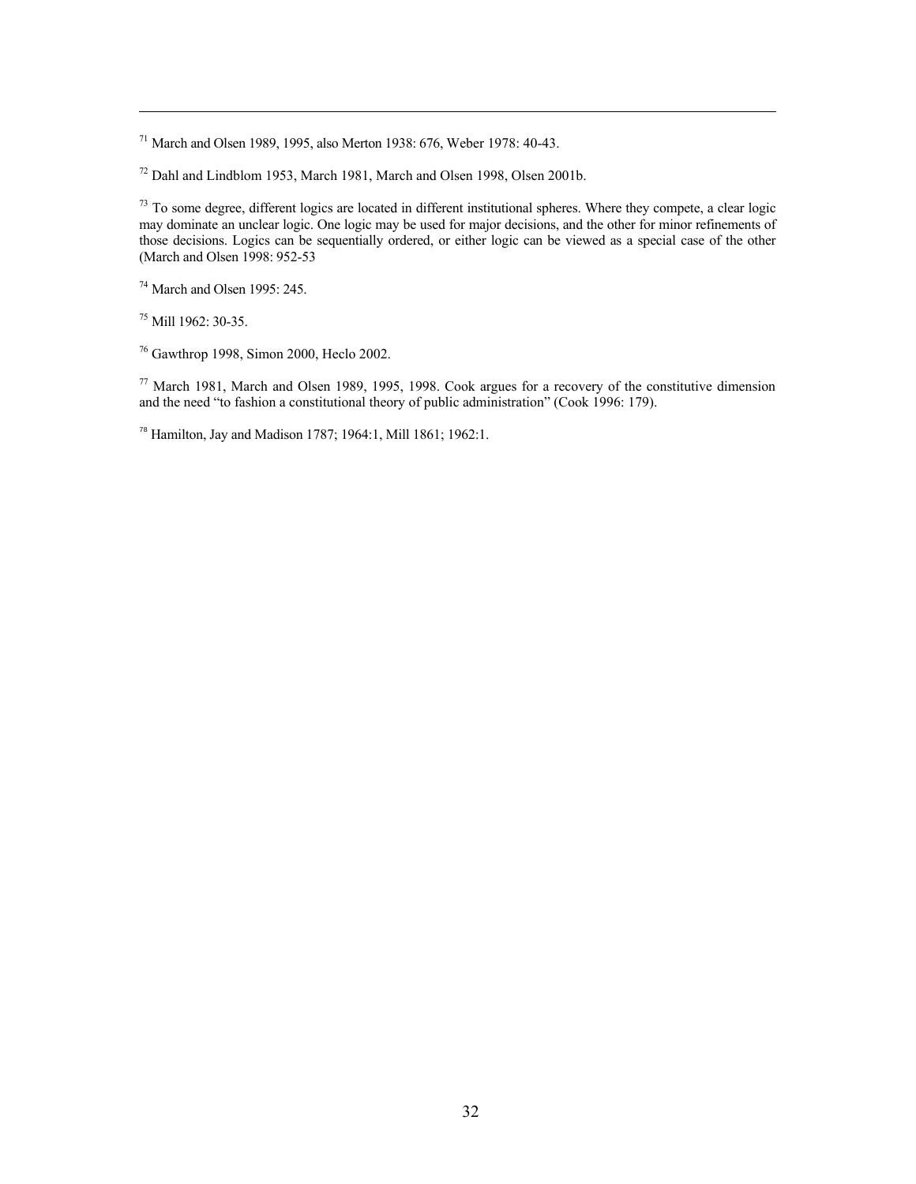[71] March and Olsen 1989, 1995, also Merton 1938: 676, Weber 1978: 40-43.

[72] Dahl and Lindblom 1953, March 1981, March and Olsen 1998, Olsen 2001b.

[73] To some degree, different logics are located in different institutional spheres. Where they compete, a clear logic may dominate an unclear logic. One logic may be used for major decisions, and the other for minor refinements of those decisions. Logics can be sequentially ordered, or either logic can be viewed as a special case of the other (March and Olsen 1998: 952-53

[74] March and Olsen 1995: 245.

[75] Mill 1962: 30-35.

[76] Gawthrop 1998, Simon 2000, Heclo 2002.

[77] March 1981, March and Olsen 1989, 1995, 1998. Cook argues for a recovery of the constitutive dimension and the need "to fashion a constitutional theory of public administration" (Cook 1996: 179).

[78] Hamilton, Jay and Madison 1787; 1964:1, Mill 1861; 1962:1.